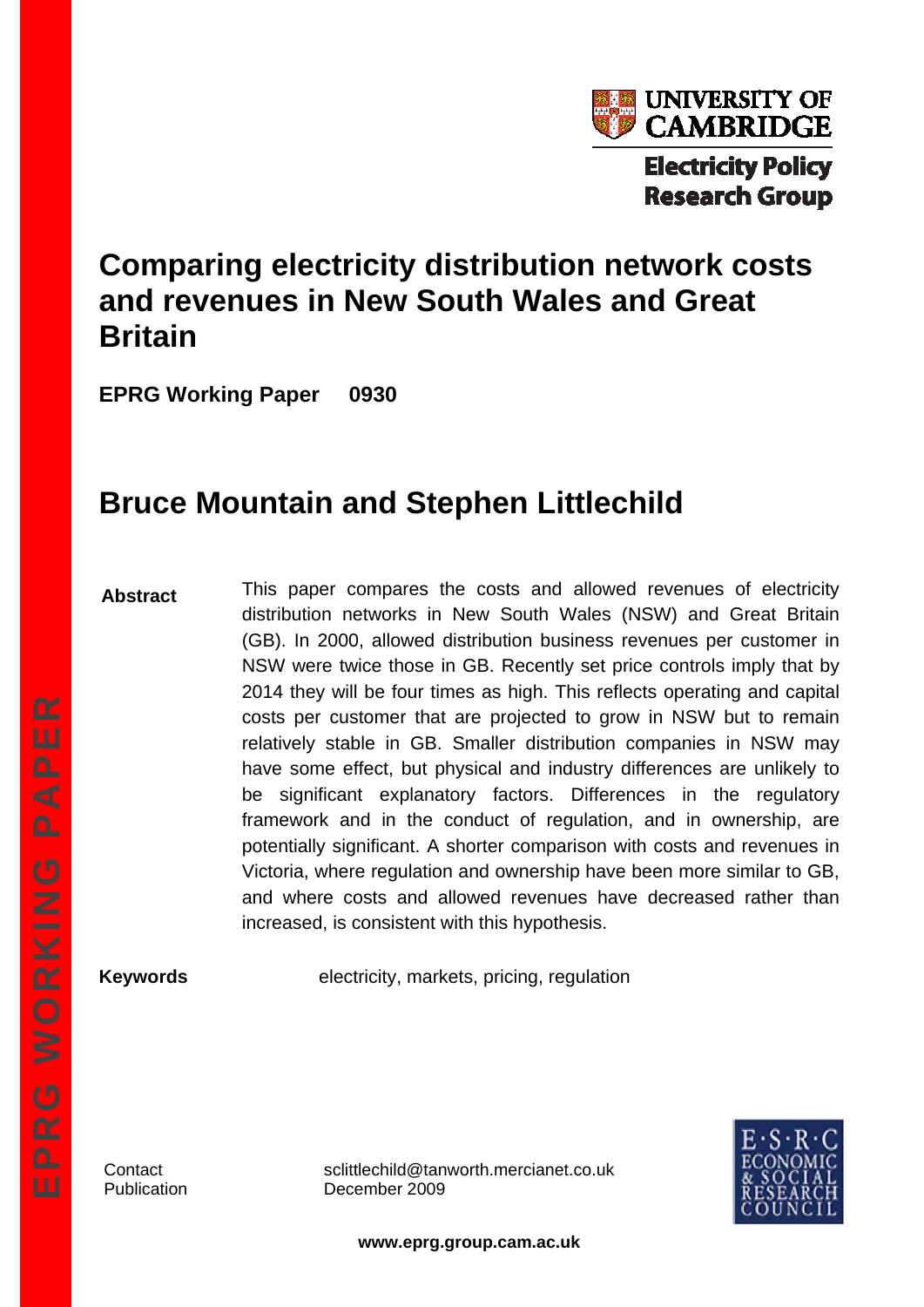UNIVERSITY OF CAMBRIDGE

Electricity Policy Research Group

# Comparing electricity distribution network costs and revenues in New South Wales and Great Britain

**EPRG Working Paper 0930**

## Bruce Mountain and Stephen Littlechild

**Abstract**

This paper compares the costs and allowed revenues of electricity distribution networks in New South Wales (NSW) and Great Britain (GB). In 2000, allowed distribution business revenues per customer in NSW were twice those in GB. Recently set price controls imply that by 2014 they will be four times as high. This reflects operating and capital costs per customer that are projected to grow in NSW but to remain relatively stable in GB. Smaller distribution companies in NSW may have some effect, but physical and industry differences are unlikely to be significant explanatory factors. Differences in the regulatory framework and in the conduct of regulation, and in ownership, are potentially significant. A shorter comparison with costs and revenues in Victoria, where regulation and ownership have been more similar to GB, and where costs and allowed revenues have decreased rather than increased, is consistent with this hypothesis.

**Keywords** electricity, markets, pricing, regulation

Contact sclittlechild@tanworth.mercianet.co.uk
Publication December 2009

E·S·R·C ECONOMIC & SOCIAL RESEARCH COUNCIL

**www.eprg.group.cam.ac.uk**

EPRG WORKING PAPER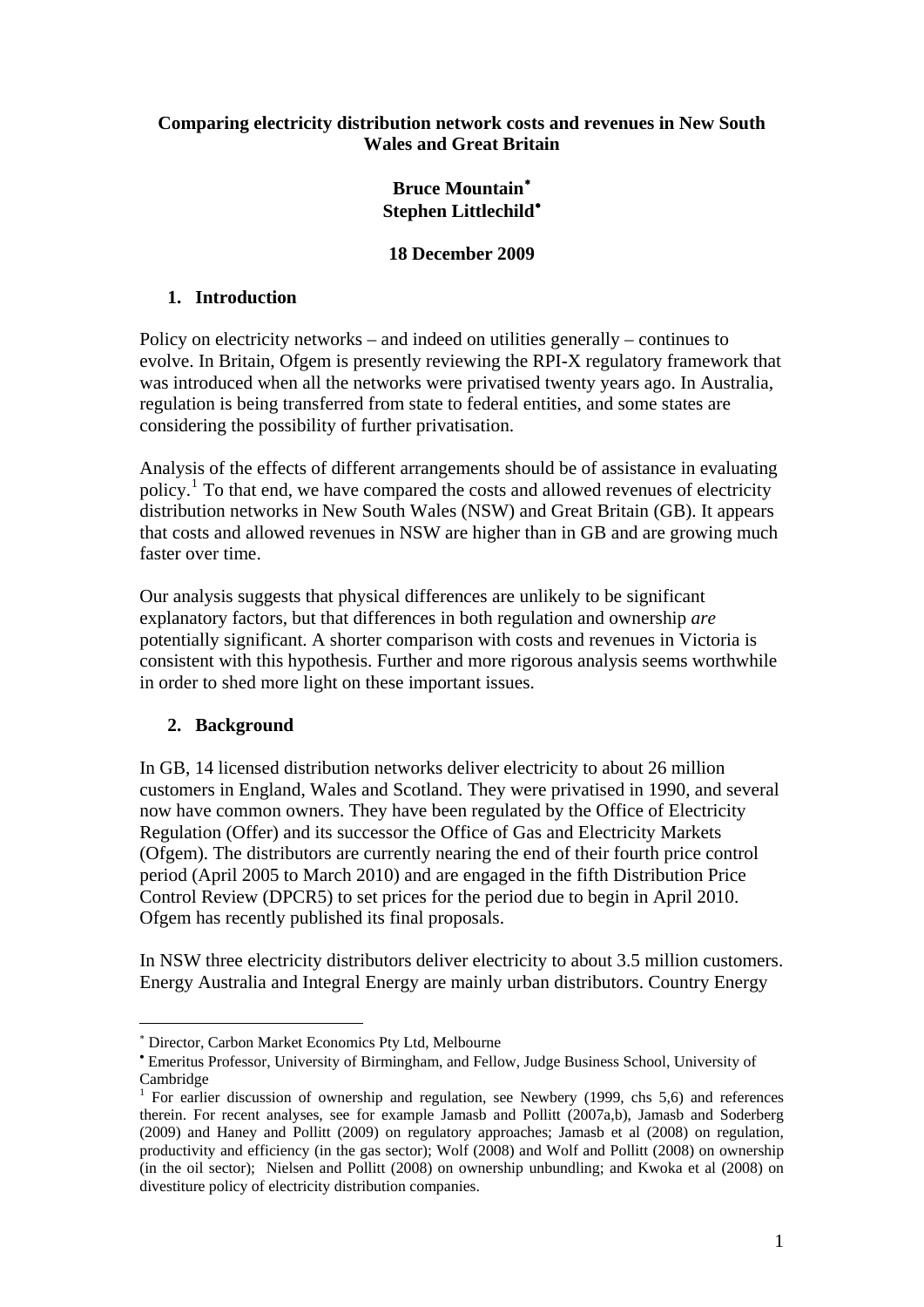**Comparing electricity distribution network costs and revenues in New South Wales and Great Britain**

**Bruce Mountain**[*]
**Stephen Littlechild**[•]

**18 December 2009**

## 1. Introduction

Policy on electricity networks – and indeed on utilities generally – continues to evolve. In Britain, Ofgem is presently reviewing the RPI-X regulatory framework that was introduced when all the networks were privatised twenty years ago. In Australia, regulation is being transferred from state to federal entities, and some states are considering the possibility of further privatisation.

Analysis of the effects of different arrangements should be of assistance in evaluating policy.[1] To that end, we have compared the costs and allowed revenues of electricity distribution networks in New South Wales (NSW) and Great Britain (GB). It appears that costs and allowed revenues in NSW are higher than in GB and are growing much faster over time.

Our analysis suggests that physical differences are unlikely to be significant explanatory factors, but that differences in both regulation and ownership *are* potentially significant. A shorter comparison with costs and revenues in Victoria is consistent with this hypothesis. Further and more rigorous analysis seems worthwhile in order to shed more light on these important issues.

## 2. Background

In GB, 14 licensed distribution networks deliver electricity to about 26 million customers in England, Wales and Scotland. They were privatised in 1990, and several now have common owners. They have been regulated by the Office of Electricity Regulation (Offer) and its successor the Office of Gas and Electricity Markets (Ofgem). The distributors are currently nearing the end of their fourth price control period (April 2005 to March 2010) and are engaged in the fifth Distribution Price Control Review (DPCR5) to set prices for the period due to begin in April 2010. Ofgem has recently published its final proposals.

In NSW three electricity distributors deliver electricity to about 3.5 million customers. Energy Australia and Integral Energy are mainly urban distributors. Country Energy

---

[*] Director, Carbon Market Economics Pty Ltd, Melbourne

[•] Emeritus Professor, University of Birmingham, and Fellow, Judge Business School, University of Cambridge

[1] For earlier discussion of ownership and regulation, see Newbery (1999, chs 5,6) and references therein. For recent analyses, see for example Jamasb and Pollitt (2007a,b), Jamasb and Soderberg (2009) and Haney and Pollitt (2009) on regulatory approaches; Jamasb et al (2008) on regulation, productivity and efficiency (in the gas sector); Wolf (2008) and Wolf and Pollitt (2008) on ownership (in the oil sector); Nielsen and Pollitt (2008) on ownership unbundling; and Kwoka et al (2008) on divestiture policy of electricity distribution companies.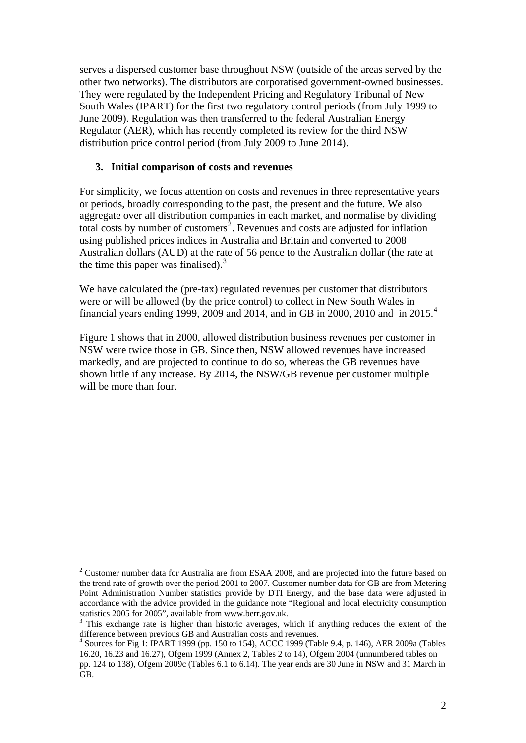serves a dispersed customer base throughout NSW (outside of the areas served by the other two networks). The distributors are corporatised government-owned businesses. They were regulated by the Independent Pricing and Regulatory Tribunal of New South Wales (IPART) for the first two regulatory control periods (from July 1999 to June 2009). Regulation was then transferred to the federal Australian Energy Regulator (AER), which has recently completed its review for the third NSW distribution price control period (from July 2009 to June 2014).

## 3. Initial comparison of costs and revenues

For simplicity, we focus attention on costs and revenues in three representative years or periods, broadly corresponding to the past, the present and the future. We also aggregate over all distribution companies in each market, and normalise by dividing total costs by number of customers[2]. Revenues and costs are adjusted for inflation using published prices indices in Australia and Britain and converted to 2008 Australian dollars (AUD) at the rate of 56 pence to the Australian dollar (the rate at the time this paper was finalised).[3]

We have calculated the (pre-tax) regulated revenues per customer that distributors were or will be allowed (by the price control) to collect in New South Wales in financial years ending 1999, 2009 and 2014, and in GB in 2000, 2010 and in 2015.[4]

Figure 1 shows that in 2000, allowed distribution business revenues per customer in NSW were twice those in GB. Since then, NSW allowed revenues have increased markedly, and are projected to continue to do so, whereas the GB revenues have shown little if any increase. By 2014, the NSW/GB revenue per customer multiple will be more than four.

---

[2] Customer number data for Australia are from ESAA 2008, and are projected into the future based on the trend rate of growth over the period 2001 to 2007. Customer number data for GB are from Metering Point Administration Number statistics provide by DTI Energy, and the base data were adjusted in accordance with the advice provided in the guidance note "Regional and local electricity consumption statistics 2005 for 2005", available from www.berr.gov.uk.

[3] This exchange rate is higher than historic averages, which if anything reduces the extent of the difference between previous GB and Australian costs and revenues.

[4] Sources for Fig 1: IPART 1999 (pp. 150 to 154), ACCC 1999 (Table 9.4, p. 146), AER 2009a (Tables 16.20, 16.23 and 16.27), Ofgem 1999 (Annex 2, Tables 2 to 14), Ofgem 2004 (unnumbered tables on pp. 124 to 138), Ofgem 2009c (Tables 6.1 to 6.14). The year ends are 30 June in NSW and 31 March in GB.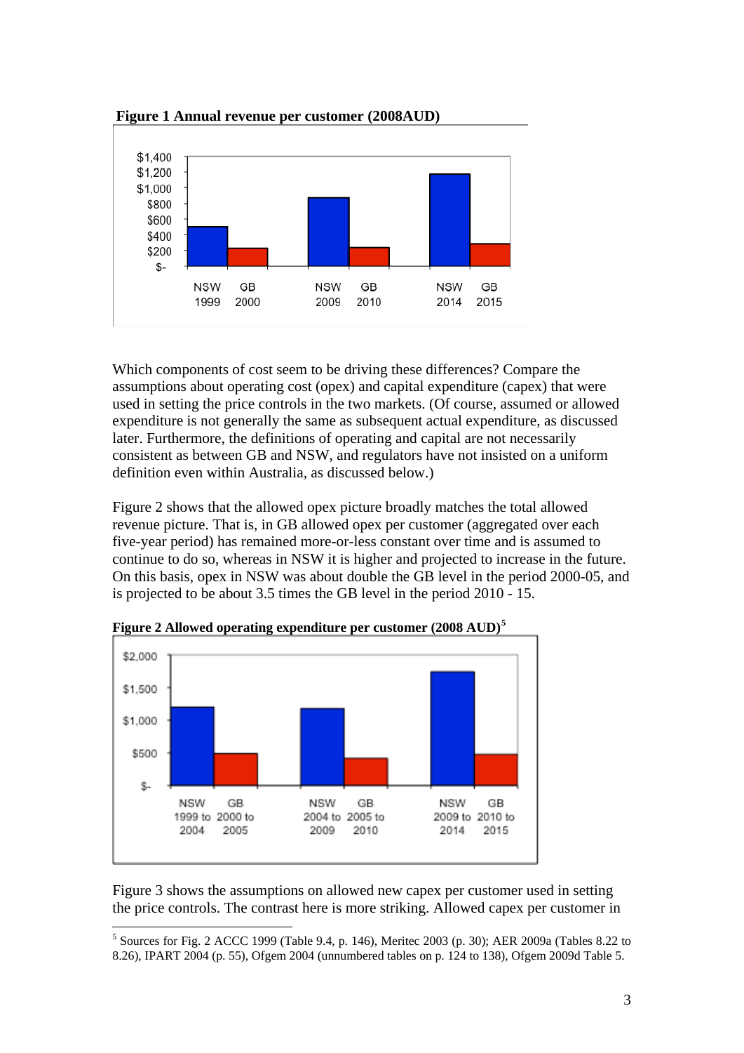**Figure 1 Annual revenue per customer (2008AUD)**

Which components of cost seem to be driving these differences? Compare the assumptions about operating cost (opex) and capital expenditure (capex) that were used in setting the price controls in the two markets. (Of course, assumed or allowed expenditure is not generally the same as subsequent actual expenditure, as discussed later. Furthermore, the definitions of operating and capital are not necessarily consistent as between GB and NSW, and regulators have not insisted on a uniform definition even within Australia, as discussed below.)

Figure 2 shows that the allowed opex picture broadly matches the total allowed revenue picture. That is, in GB allowed opex per customer (aggregated over each five-year period) has remained more-or-less constant over time and is assumed to continue to do so, whereas in NSW it is higher and projected to increase in the future. On this basis, opex in NSW was about double the GB level in the period 2000-05, and is projected to be about 3.5 times the GB level in the period 2010 - 15.

**Figure 2 Allowed operating expenditure per customer (2008 AUD)**[5]

Figure 3 shows the assumptions on allowed new capex per customer used in setting the price controls. The contrast here is more striking. Allowed capex per customer in

---

[5] Sources for Fig. 2 ACCC 1999 (Table 9.4, p. 146), Meritec 2003 (p. 30); AER 2009a (Tables 8.22 to 8.26), IPART 2004 (p. 55), Ofgem 2004 (unnumbered tables on p. 124 to 138), Ofgem 2009d Table 5.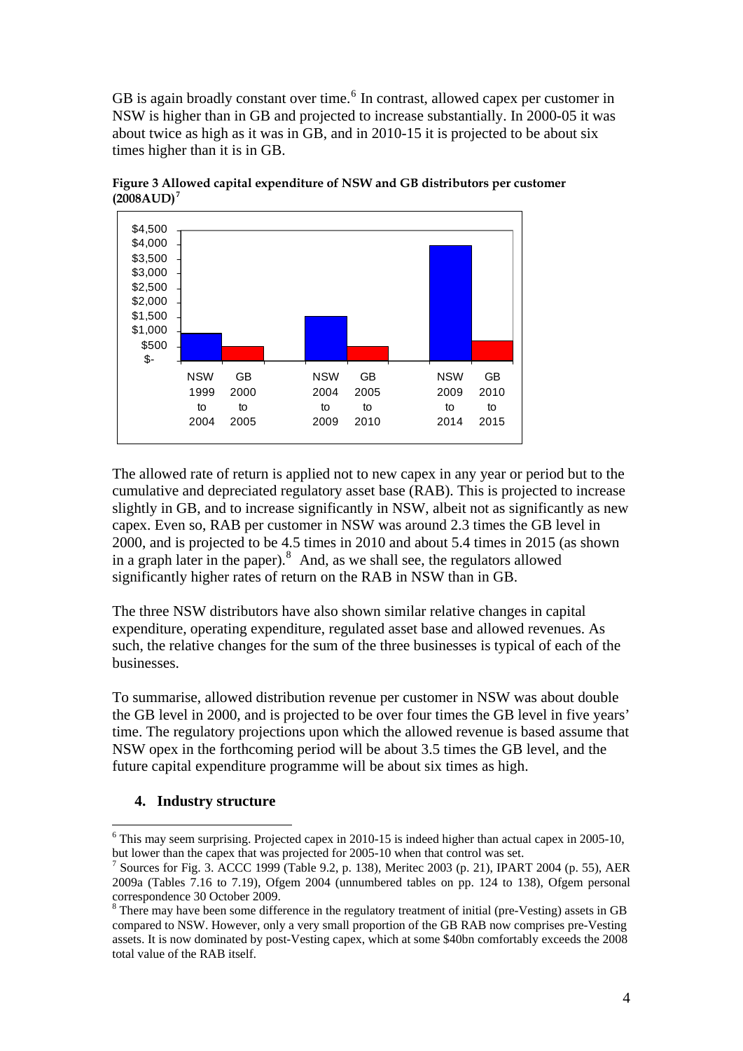GB is again broadly constant over time.[6] In contrast, allowed capex per customer in NSW is higher than in GB and projected to increase substantially. In 2000-05 it was about twice as high as it was in GB, and in 2010-15 it is projected to be about six times higher than it is in GB.

**Figure 3 Allowed capital expenditure of NSW and GB distributors per customer (2008AUD)[7]**

The allowed rate of return is applied not to new capex in any year or period but to the cumulative and depreciated regulatory asset base (RAB). This is projected to increase slightly in GB, and to increase significantly in NSW, albeit not as significantly as new capex. Even so, RAB per customer in NSW was around 2.3 times the GB level in 2000, and is projected to be 4.5 times in 2010 and about 5.4 times in 2015 (as shown in a graph later in the paper).[8] And, as we shall see, the regulators allowed significantly higher rates of return on the RAB in NSW than in GB.

The three NSW distributors have also shown similar relative changes in capital expenditure, operating expenditure, regulated asset base and allowed revenues. As such, the relative changes for the sum of the three businesses is typical of each of the businesses.

To summarise, allowed distribution revenue per customer in NSW was about double the GB level in 2000, and is projected to be over four times the GB level in five years' time. The regulatory projections upon which the allowed revenue is based assume that NSW opex in the forthcoming period will be about 3.5 times the GB level, and the future capital expenditure programme will be about six times as high.

## 4. Industry structure

[6] This may seem surprising. Projected capex in 2010-15 is indeed higher than actual capex in 2005-10, but lower than the capex that was projected for 2005-10 when that control was set.

[7] Sources for Fig. 3. ACCC 1999 (Table 9.2, p. 138), Meritec 2003 (p. 21), IPART 2004 (p. 55), AER 2009a (Tables 7.16 to 7.19), Ofgem 2004 (unnumbered tables on pp. 124 to 138), Ofgem personal correspondence 30 October 2009.

[8] There may have been some difference in the regulatory treatment of initial (pre-Vesting) assets in GB compared to NSW. However, only a very small proportion of the GB RAB now comprises pre-Vesting assets. It is now dominated by post-Vesting capex, which at some $40bn comfortably exceeds the 2008 total value of the RAB itself.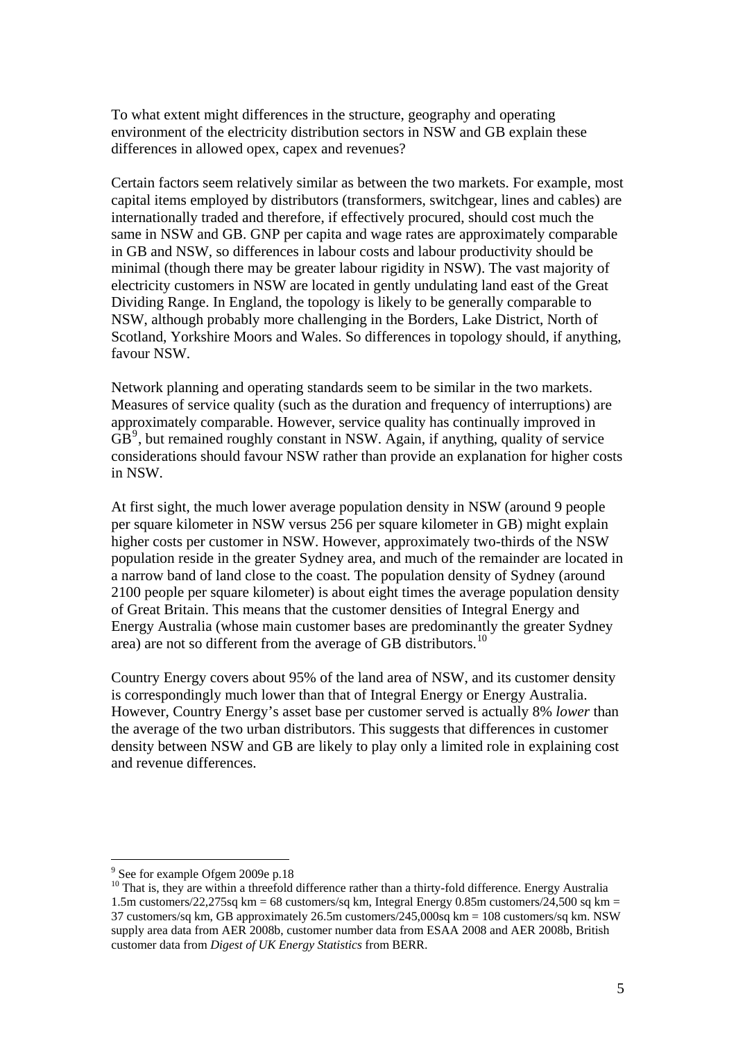To what extent might differences in the structure, geography and operating environment of the electricity distribution sectors in NSW and GB explain these differences in allowed opex, capex and revenues?

Certain factors seem relatively similar as between the two markets. For example, most capital items employed by distributors (transformers, switchgear, lines and cables) are internationally traded and therefore, if effectively procured, should cost much the same in NSW and GB. GNP per capita and wage rates are approximately comparable in GB and NSW, so differences in labour costs and labour productivity should be minimal (though there may be greater labour rigidity in NSW). The vast majority of electricity customers in NSW are located in gently undulating land east of the Great Dividing Range. In England, the topology is likely to be generally comparable to NSW, although probably more challenging in the Borders, Lake District, North of Scotland, Yorkshire Moors and Wales. So differences in topology should, if anything, favour NSW.

Network planning and operating standards seem to be similar in the two markets. Measures of service quality (such as the duration and frequency of interruptions) are approximately comparable. However, service quality has continually improved in GB[9], but remained roughly constant in NSW. Again, if anything, quality of service considerations should favour NSW rather than provide an explanation for higher costs in NSW.

At first sight, the much lower average population density in NSW (around 9 people per square kilometer in NSW versus 256 per square kilometer in GB) might explain higher costs per customer in NSW. However, approximately two-thirds of the NSW population reside in the greater Sydney area, and much of the remainder are located in a narrow band of land close to the coast. The population density of Sydney (around 2100 people per square kilometer) is about eight times the average population density of Great Britain. This means that the customer densities of Integral Energy and Energy Australia (whose main customer bases are predominantly the greater Sydney area) are not so different from the average of GB distributors.[10]

Country Energy covers about 95% of the land area of NSW, and its customer density is correspondingly much lower than that of Integral Energy or Energy Australia. However, Country Energy's asset base per customer served is actually 8% *lower* than the average of the two urban distributors. This suggests that differences in customer density between NSW and GB are likely to play only a limited role in explaining cost and revenue differences.

---

[9] See for example Ofgem 2009e p.18

[10] That is, they are within a threefold difference rather than a thirty-fold difference. Energy Australia 1.5m customers/22,275sq km = 68 customers/sq km, Integral Energy 0.85m customers/24,500 sq km = 37 customers/sq km, GB approximately 26.5m customers/245,000sq km = 108 customers/sq km. NSW supply area data from AER 2008b, customer number data from ESAA 2008 and AER 2008b, British customer data from *Digest of UK Energy Statistics* from BERR.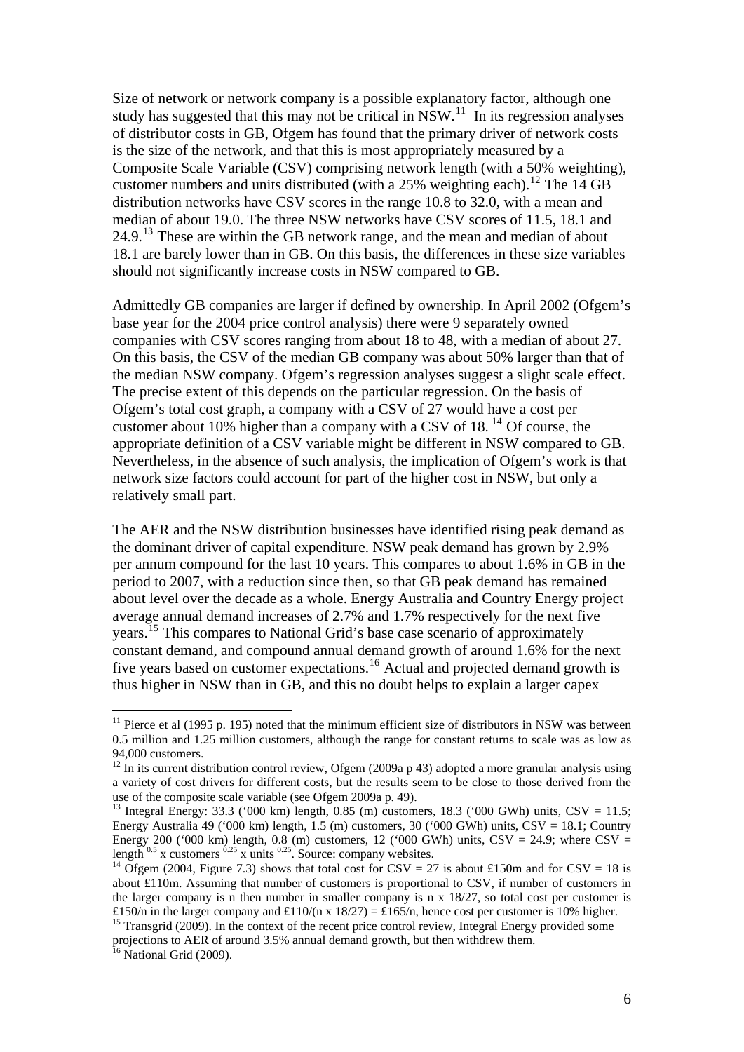Size of network or network company is a possible explanatory factor, although one study has suggested that this may not be critical in NSW.[11] In its regression analyses of distributor costs in GB, Ofgem has found that the primary driver of network costs is the size of the network, and that this is most appropriately measured by a Composite Scale Variable (CSV) comprising network length (with a 50% weighting), customer numbers and units distributed (with a 25% weighting each).[12] The 14 GB distribution networks have CSV scores in the range 10.8 to 32.0, with a mean and median of about 19.0. The three NSW networks have CSV scores of 11.5, 18.1 and 24.9.[13] These are within the GB network range, and the mean and median of about 18.1 are barely lower than in GB. On this basis, the differences in these size variables should not significantly increase costs in NSW compared to GB.

Admittedly GB companies are larger if defined by ownership. In April 2002 (Ofgem's base year for the 2004 price control analysis) there were 9 separately owned companies with CSV scores ranging from about 18 to 48, with a median of about 27. On this basis, the CSV of the median GB company was about 50% larger than that of the median NSW company. Ofgem's regression analyses suggest a slight scale effect. The precise extent of this depends on the particular regression. On the basis of Ofgem's total cost graph, a company with a CSV of 27 would have a cost per customer about 10% higher than a company with a CSV of 18.[14] Of course, the appropriate definition of a CSV variable might be different in NSW compared to GB. Nevertheless, in the absence of such analysis, the implication of Ofgem's work is that network size factors could account for part of the higher cost in NSW, but only a relatively small part.

The AER and the NSW distribution businesses have identified rising peak demand as the dominant driver of capital expenditure. NSW peak demand has grown by 2.9% per annum compound for the last 10 years. This compares to about 1.6% in GB in the period to 2007, with a reduction since then, so that GB peak demand has remained about level over the decade as a whole. Energy Australia and Country Energy project average annual demand increases of 2.7% and 1.7% respectively for the next five years.[15] This compares to National Grid's base case scenario of approximately constant demand, and compound annual demand growth of around 1.6% for the next five years based on customer expectations.[16] Actual and projected demand growth is thus higher in NSW than in GB, and this no doubt helps to explain a larger capex

---

[11] Pierce et al (1995 p. 195) noted that the minimum efficient size of distributors in NSW was between 0.5 million and 1.25 million customers, although the range for constant returns to scale was as low as 94,000 customers.

[12] In its current distribution control review, Ofgem (2009a p 43) adopted a more granular analysis using a variety of cost drivers for different costs, but the results seem to be close to those derived from the use of the composite scale variable (see Ofgem 2009a p. 49).

[13] Integral Energy: 33.3 ('000 km) length, 0.85 (m) customers, 18.3 ('000 GWh) units, CSV = 11.5; Energy Australia 49 ('000 km) length, 1.5 (m) customers, 30 ('000 GWh) units, CSV = 18.1; Country Energy 200 ('000 km) length, 0.8 (m) customers, 12 ('000 GWh) units, CSV = 24.9; where CSV = length $^{0.5}$ x customers $^{0.25}$ x units $^{0.25}$. Source: company websites.

[14] Ofgem (2004, Figure 7.3) shows that total cost for CSV = 27 is about £150m and for CSV = 18 is about £110m. Assuming that number of customers is proportional to CSV, if number of customers in the larger company is n then number in smaller company is n x 18/27, so total cost per customer is £150/n in the larger company and £110/(n x 18/27) = £165/n, hence cost per customer is 10% higher.

[15] Transgrid (2009). In the context of the recent price control review, Integral Energy provided some projections to AER of around 3.5% annual demand growth, but then withdrew them.

[16] National Grid (2009).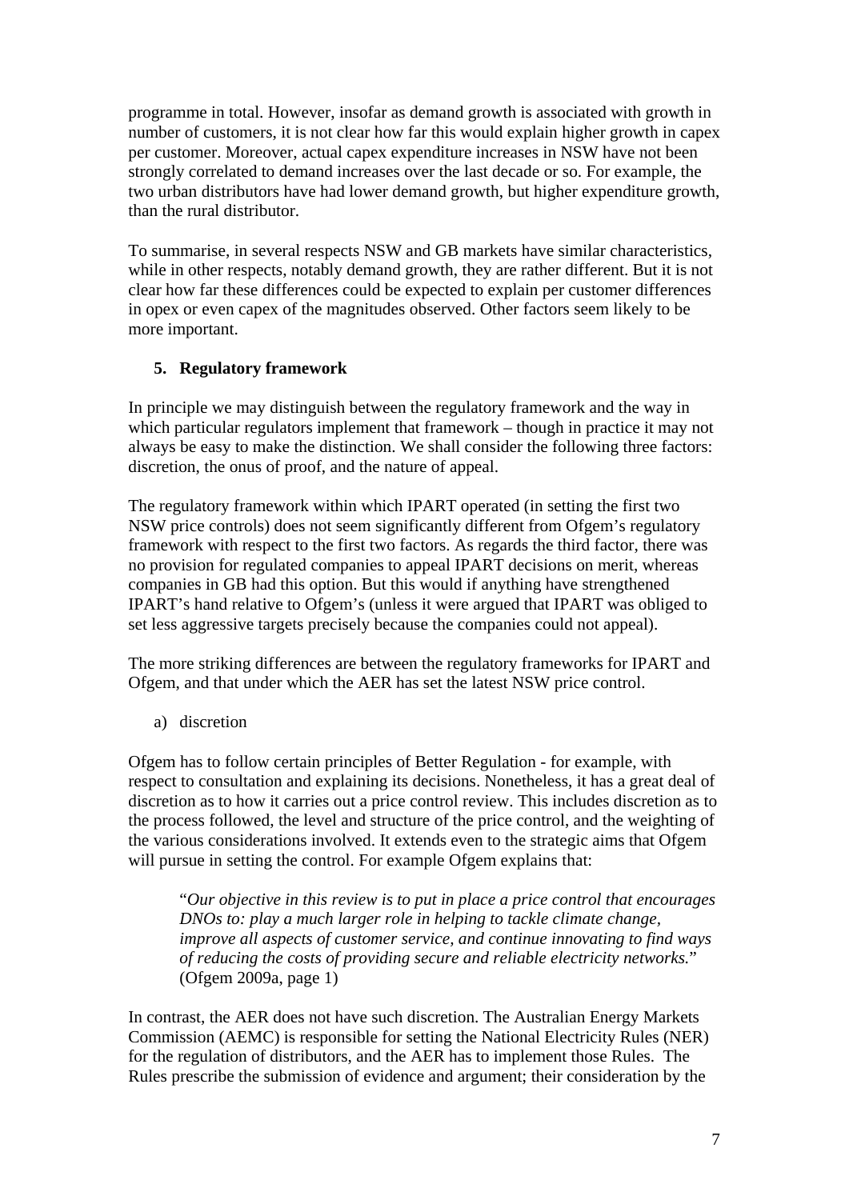programme in total. However, insofar as demand growth is associated with growth in number of customers, it is not clear how far this would explain higher growth in capex per customer. Moreover, actual capex expenditure increases in NSW have not been strongly correlated to demand increases over the last decade or so. For example, the two urban distributors have had lower demand growth, but higher expenditure growth, than the rural distributor.

To summarise, in several respects NSW and GB markets have similar characteristics, while in other respects, notably demand growth, they are rather different. But it is not clear how far these differences could be expected to explain per customer differences in opex or even capex of the magnitudes observed. Other factors seem likely to be more important.

## 5. Regulatory framework

In principle we may distinguish between the regulatory framework and the way in which particular regulators implement that framework – though in practice it may not always be easy to make the distinction. We shall consider the following three factors: discretion, the onus of proof, and the nature of appeal.

The regulatory framework within which IPART operated (in setting the first two NSW price controls) does not seem significantly different from Ofgem's regulatory framework with respect to the first two factors. As regards the third factor, there was no provision for regulated companies to appeal IPART decisions on merit, whereas companies in GB had this option. But this would if anything have strengthened IPART's hand relative to Ofgem's (unless it were argued that IPART was obliged to set less aggressive targets precisely because the companies could not appeal).

The more striking differences are between the regulatory frameworks for IPART and Ofgem, and that under which the AER has set the latest NSW price control.

a) discretion

Ofgem has to follow certain principles of Better Regulation - for example, with respect to consultation and explaining its decisions. Nonetheless, it has a great deal of discretion as to how it carries out a price control review. This includes discretion as to the process followed, the level and structure of the price control, and the weighting of the various considerations involved. It extends even to the strategic aims that Ofgem will pursue in setting the control. For example Ofgem explains that:

> "*Our objective in this review is to put in place a price control that encourages DNOs to: play a much larger role in helping to tackle climate change, improve all aspects of customer service, and continue innovating to find ways of reducing the costs of providing secure and reliable electricity networks.*" (Ofgem 2009a, page 1)

In contrast, the AER does not have such discretion. The Australian Energy Markets Commission (AEMC) is responsible for setting the National Electricity Rules (NER) for the regulation of distributors, and the AER has to implement those Rules. The Rules prescribe the submission of evidence and argument; their consideration by the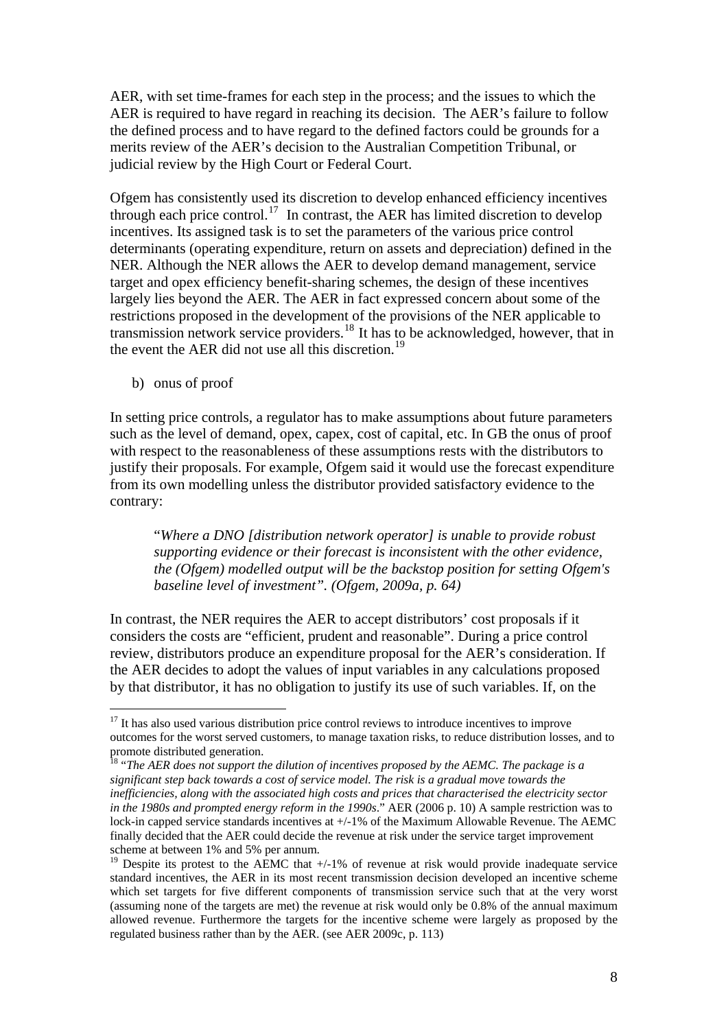AER, with set time-frames for each step in the process; and the issues to which the AER is required to have regard in reaching its decision. The AER's failure to follow the defined process and to have regard to the defined factors could be grounds for a merits review of the AER's decision to the Australian Competition Tribunal, or judicial review by the High Court or Federal Court.

Ofgem has consistently used its discretion to develop enhanced efficiency incentives through each price control.[17] In contrast, the AER has limited discretion to develop incentives. Its assigned task is to set the parameters of the various price control determinants (operating expenditure, return on assets and depreciation) defined in the NER. Although the NER allows the AER to develop demand management, service target and opex efficiency benefit-sharing schemes, the design of these incentives largely lies beyond the AER. The AER in fact expressed concern about some of the restrictions proposed in the development of the provisions of the NER applicable to transmission network service providers.[18] It has to be acknowledged, however, that in the event the AER did not use all this discretion.[19]

b) onus of proof

In setting price controls, a regulator has to make assumptions about future parameters such as the level of demand, opex, capex, cost of capital, etc. In GB the onus of proof with respect to the reasonableness of these assumptions rests with the distributors to justify their proposals. For example, Ofgem said it would use the forecast expenditure from its own modelling unless the distributor provided satisfactory evidence to the contrary:

> "*Where a DNO [distribution network operator] is unable to provide robust supporting evidence or their forecast is inconsistent with the other evidence, the (Ofgem) modelled output will be the backstop position for setting Ofgem's baseline level of investment". (Ofgem, 2009a, p. 64)*

In contrast, the NER requires the AER to accept distributors' cost proposals if it considers the costs are "efficient, prudent and reasonable". During a price control review, distributors produce an expenditure proposal for the AER's consideration. If the AER decides to adopt the values of input variables in any calculations proposed by that distributor, it has no obligation to justify its use of such variables. If, on the

---

[17] It has also used various distribution price control reviews to introduce incentives to improve outcomes for the worst served customers, to manage taxation risks, to reduce distribution losses, and to promote distributed generation.

[18] "*The AER does not support the dilution of incentives proposed by the AEMC. The package is a significant step back towards a cost of service model. The risk is a gradual move towards the inefficiencies, along with the associated high costs and prices that characterised the electricity sector in the 1980s and prompted energy reform in the 1990s*." AER (2006 p. 10) A sample restriction was to lock-in capped service standards incentives at +/-1% of the Maximum Allowable Revenue. The AEMC finally decided that the AER could decide the revenue at risk under the service target improvement scheme at between 1% and 5% per annum.

[19] Despite its protest to the AEMC that +/-1% of revenue at risk would provide inadequate service standard incentives, the AER in its most recent transmission decision developed an incentive scheme which set targets for five different components of transmission service such that at the very worst (assuming none of the targets are met) the revenue at risk would only be 0.8% of the annual maximum allowed revenue. Furthermore the targets for the incentive scheme were largely as proposed by the regulated business rather than by the AER. (see AER 2009c, p. 113)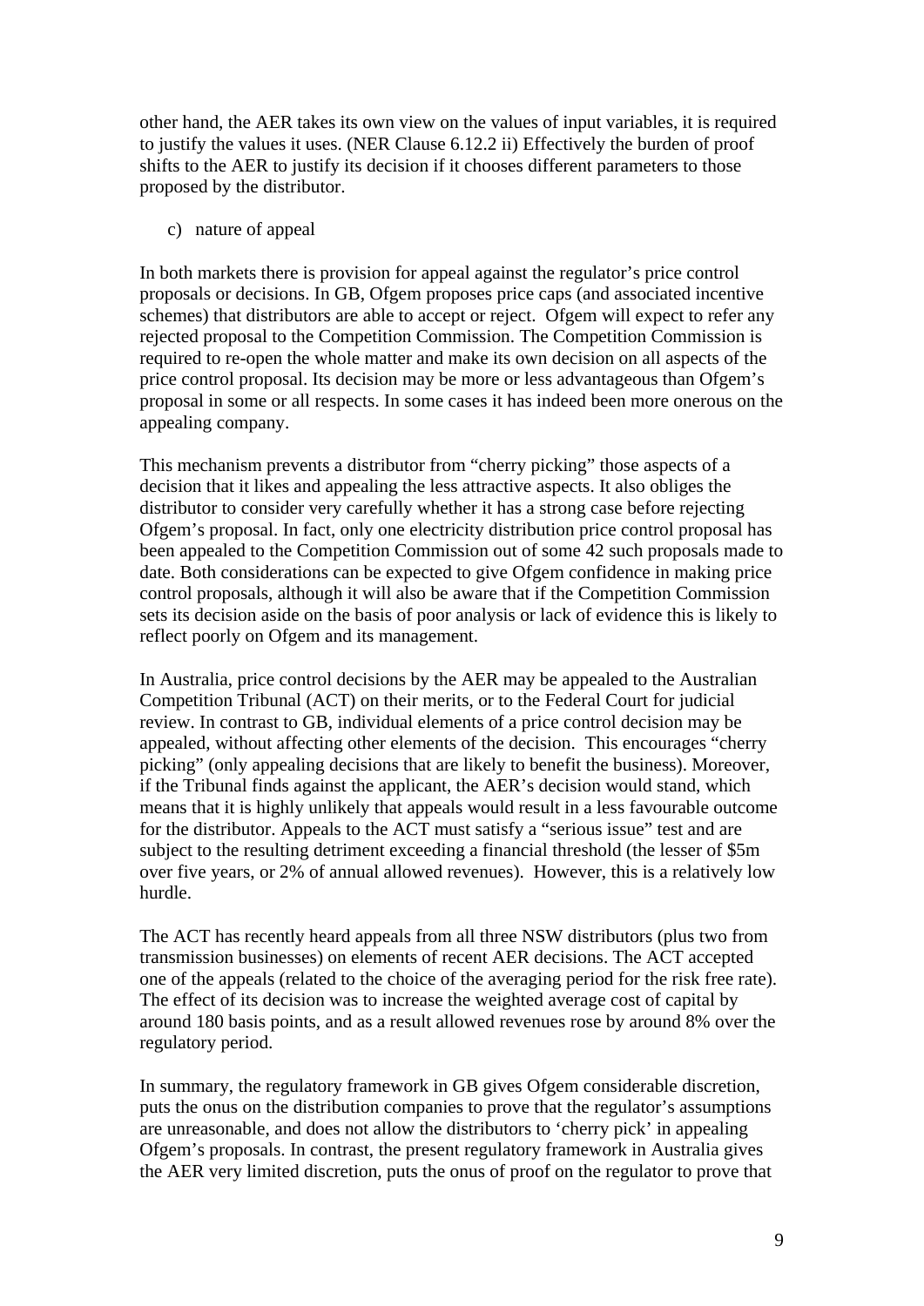other hand, the AER takes its own view on the values of input variables, it is required to justify the values it uses. (NER Clause 6.12.2 ii) Effectively the burden of proof shifts to the AER to justify its decision if it chooses different parameters to those proposed by the distributor.

c) nature of appeal

In both markets there is provision for appeal against the regulator's price control proposals or decisions. In GB, Ofgem proposes price caps (and associated incentive schemes) that distributors are able to accept or reject. Ofgem will expect to refer any rejected proposal to the Competition Commission. The Competition Commission is required to re-open the whole matter and make its own decision on all aspects of the price control proposal. Its decision may be more or less advantageous than Ofgem's proposal in some or all respects. In some cases it has indeed been more onerous on the appealing company.

This mechanism prevents a distributor from "cherry picking" those aspects of a decision that it likes and appealing the less attractive aspects. It also obliges the distributor to consider very carefully whether it has a strong case before rejecting Ofgem's proposal. In fact, only one electricity distribution price control proposal has been appealed to the Competition Commission out of some 42 such proposals made to date. Both considerations can be expected to give Ofgem confidence in making price control proposals, although it will also be aware that if the Competition Commission sets its decision aside on the basis of poor analysis or lack of evidence this is likely to reflect poorly on Ofgem and its management.

In Australia, price control decisions by the AER may be appealed to the Australian Competition Tribunal (ACT) on their merits, or to the Federal Court for judicial review. In contrast to GB, individual elements of a price control decision may be appealed, without affecting other elements of the decision. This encourages "cherry picking" (only appealing decisions that are likely to benefit the business). Moreover, if the Tribunal finds against the applicant, the AER's decision would stand, which means that it is highly unlikely that appeals would result in a less favourable outcome for the distributor. Appeals to the ACT must satisfy a "serious issue" test and are subject to the resulting detriment exceeding a financial threshold (the lesser of $5m over five years, or 2% of annual allowed revenues). However, this is a relatively low hurdle.

The ACT has recently heard appeals from all three NSW distributors (plus two from transmission businesses) on elements of recent AER decisions. The ACT accepted one of the appeals (related to the choice of the averaging period for the risk free rate). The effect of its decision was to increase the weighted average cost of capital by around 180 basis points, and as a result allowed revenues rose by around 8% over the regulatory period.

In summary, the regulatory framework in GB gives Ofgem considerable discretion, puts the onus on the distribution companies to prove that the regulator's assumptions are unreasonable, and does not allow the distributors to 'cherry pick' in appealing Ofgem's proposals. In contrast, the present regulatory framework in Australia gives the AER very limited discretion, puts the onus of proof on the regulator to prove that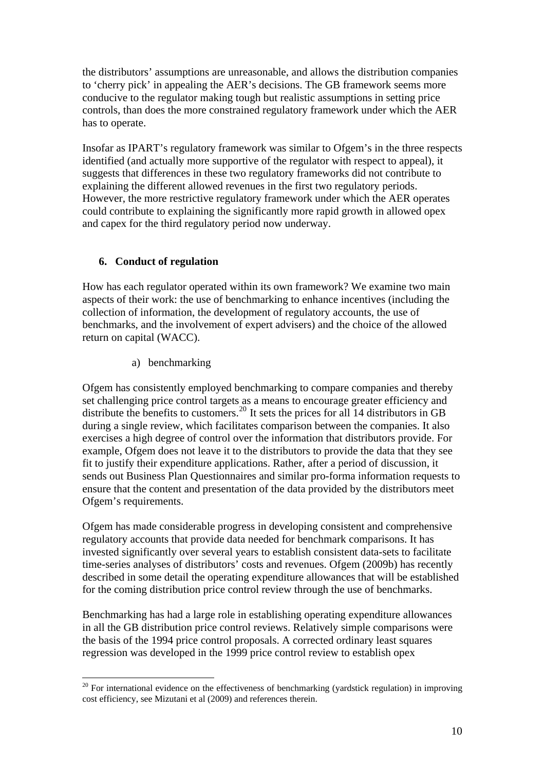the distributors' assumptions are unreasonable, and allows the distribution companies to 'cherry pick' in appealing the AER's decisions. The GB framework seems more conducive to the regulator making tough but realistic assumptions in setting price controls, than does the more constrained regulatory framework under which the AER has to operate.

Insofar as IPART's regulatory framework was similar to Ofgem's in the three respects identified (and actually more supportive of the regulator with respect to appeal), it suggests that differences in these two regulatory frameworks did not contribute to explaining the different allowed revenues in the first two regulatory periods. However, the more restrictive regulatory framework under which the AER operates could contribute to explaining the significantly more rapid growth in allowed opex and capex for the third regulatory period now underway.

## 6. Conduct of regulation

How has each regulator operated within its own framework? We examine two main aspects of their work: the use of benchmarking to enhance incentives (including the collection of information, the development of regulatory accounts, the use of benchmarks, and the involvement of expert advisers) and the choice of the allowed return on capital (WACC).

### a) benchmarking

Ofgem has consistently employed benchmarking to compare companies and thereby set challenging price control targets as a means to encourage greater efficiency and distribute the benefits to customers.[20] It sets the prices for all 14 distributors in GB during a single review, which facilitates comparison between the companies. It also exercises a high degree of control over the information that distributors provide. For example, Ofgem does not leave it to the distributors to provide the data that they see fit to justify their expenditure applications. Rather, after a period of discussion, it sends out Business Plan Questionnaires and similar pro-forma information requests to ensure that the content and presentation of the data provided by the distributors meet Ofgem's requirements.

Ofgem has made considerable progress in developing consistent and comprehensive regulatory accounts that provide data needed for benchmark comparisons. It has invested significantly over several years to establish consistent data-sets to facilitate time-series analyses of distributors' costs and revenues. Ofgem (2009b) has recently described in some detail the operating expenditure allowances that will be established for the coming distribution price control review through the use of benchmarks.

Benchmarking has had a large role in establishing operating expenditure allowances in all the GB distribution price control reviews. Relatively simple comparisons were the basis of the 1994 price control proposals. A corrected ordinary least squares regression was developed in the 1999 price control review to establish opex

[20] For international evidence on the effectiveness of benchmarking (yardstick regulation) in improving cost efficiency, see Mizutani et al (2009) and references therein.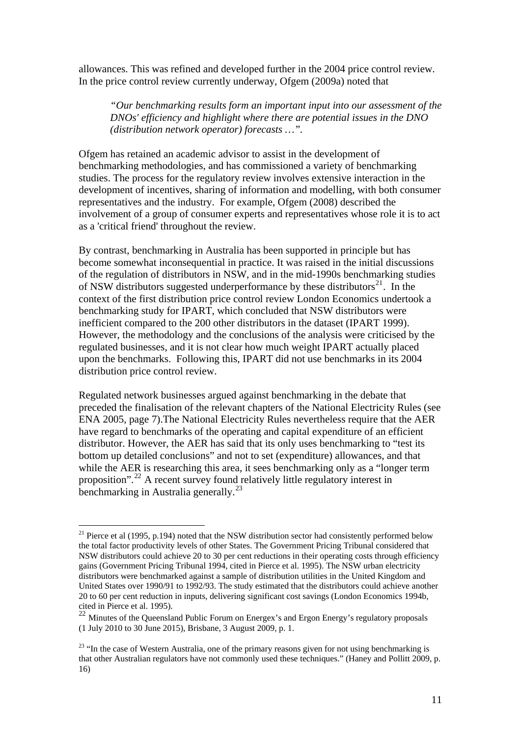allowances. This was refined and developed further in the 2004 price control review. In the price control review currently underway, Ofgem (2009a) noted that

> *"Our benchmarking results form an important input into our assessment of the DNOs' efficiency and highlight where there are potential issues in the DNO (distribution network operator) forecasts …".*

Ofgem has retained an academic advisor to assist in the development of benchmarking methodologies, and has commissioned a variety of benchmarking studies. The process for the regulatory review involves extensive interaction in the development of incentives, sharing of information and modelling, with both consumer representatives and the industry. For example, Ofgem (2008) described the involvement of a group of consumer experts and representatives whose role it is to act as a 'critical friend' throughout the review.

By contrast, benchmarking in Australia has been supported in principle but has become somewhat inconsequential in practice. It was raised in the initial discussions of the regulation of distributors in NSW, and in the mid-1990s benchmarking studies of NSW distributors suggested underperformance by these distributors[21]. In the context of the first distribution price control review London Economics undertook a benchmarking study for IPART, which concluded that NSW distributors were inefficient compared to the 200 other distributors in the dataset (IPART 1999). However, the methodology and the conclusions of the analysis were criticised by the regulated businesses, and it is not clear how much weight IPART actually placed upon the benchmarks. Following this, IPART did not use benchmarks in its 2004 distribution price control review.

Regulated network businesses argued against benchmarking in the debate that preceded the finalisation of the relevant chapters of the National Electricity Rules (see ENA 2005, page 7).The National Electricity Rules nevertheless require that the AER have regard to benchmarks of the operating and capital expenditure of an efficient distributor. However, the AER has said that its only uses benchmarking to "test its bottom up detailed conclusions" and not to set (expenditure) allowances, and that while the AER is researching this area, it sees benchmarking only as a "longer term proposition".[22] A recent survey found relatively little regulatory interest in benchmarking in Australia generally.[23]

---

[21] Pierce et al (1995, p.194) noted that the NSW distribution sector had consistently performed below the total factor productivity levels of other States. The Government Pricing Tribunal considered that NSW distributors could achieve 20 to 30 per cent reductions in their operating costs through efficiency gains (Government Pricing Tribunal 1994, cited in Pierce et al. 1995). The NSW urban electricity distributors were benchmarked against a sample of distribution utilities in the United Kingdom and United States over 1990/91 to 1992/93. The study estimated that the distributors could achieve another 20 to 60 per cent reduction in inputs, delivering significant cost savings (London Economics 1994b, cited in Pierce et al. 1995).

[22] Minutes of the Queensland Public Forum on Energex's and Ergon Energy's regulatory proposals (1 July 2010 to 30 June 2015), Brisbane, 3 August 2009, p. 1.

[23] "In the case of Western Australia, one of the primary reasons given for not using benchmarking is that other Australian regulators have not commonly used these techniques." (Haney and Pollitt 2009, p. 16)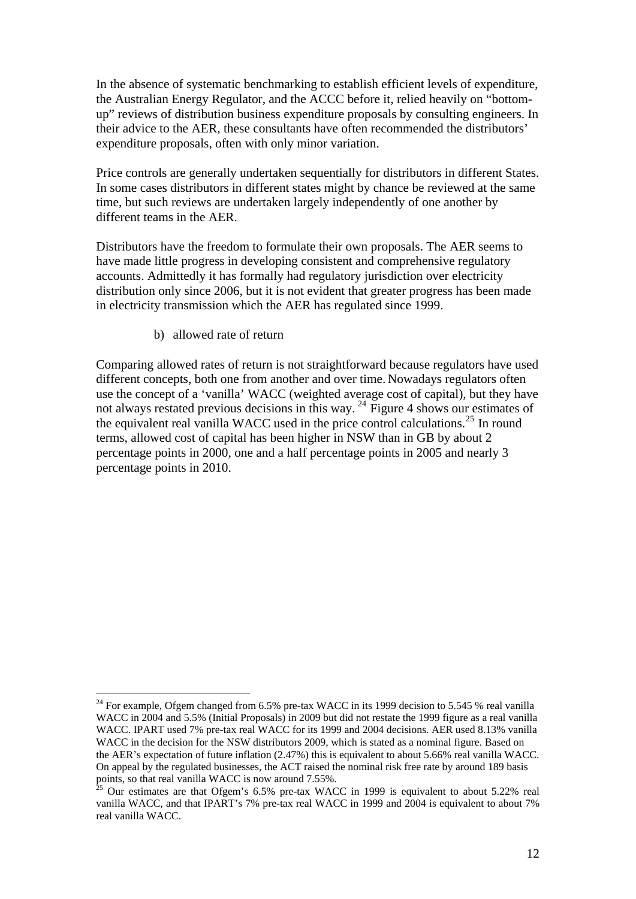In the absence of systematic benchmarking to establish efficient levels of expenditure, the Australian Energy Regulator, and the ACCC before it, relied heavily on "bottom-up" reviews of distribution business expenditure proposals by consulting engineers. In their advice to the AER, these consultants have often recommended the distributors' expenditure proposals, often with only minor variation.

Price controls are generally undertaken sequentially for distributors in different States. In some cases distributors in different states might by chance be reviewed at the same time, but such reviews are undertaken largely independently of one another by different teams in the AER.

Distributors have the freedom to formulate their own proposals. The AER seems to have made little progress in developing consistent and comprehensive regulatory accounts. Admittedly it has formally had regulatory jurisdiction over electricity distribution only since 2006, but it is not evident that greater progress has been made in electricity transmission which the AER has regulated since 1999.

b) allowed rate of return

Comparing allowed rates of return is not straightforward because regulators have used different concepts, both one from another and over time. Nowadays regulators often use the concept of a 'vanilla' WACC (weighted average cost of capital), but they have not always restated previous decisions in this way. [24] Figure 4 shows our estimates of the equivalent real vanilla WACC used in the price control calculations.[25] In round terms, allowed cost of capital has been higher in NSW than in GB by about 2 percentage points in 2000, one and a half percentage points in 2005 and nearly 3 percentage points in 2010.

---

[24] For example, Ofgem changed from 6.5% pre-tax WACC in its 1999 decision to 5.545 % real vanilla WACC in 2004 and 5.5% (Initial Proposals) in 2009 but did not restate the 1999 figure as a real vanilla WACC. IPART used 7% pre-tax real WACC for its 1999 and 2004 decisions. AER used 8.13% vanilla WACC in the decision for the NSW distributors 2009, which is stated as a nominal figure. Based on the AER's expectation of future inflation (2.47%) this is equivalent to about 5.66% real vanilla WACC. On appeal by the regulated businesses, the ACT raised the nominal risk free rate by around 189 basis points, so that real vanilla WACC is now around 7.55%.

[25] Our estimates are that Ofgem's 6.5% pre-tax WACC in 1999 is equivalent to about 5.22% real vanilla WACC, and that IPART's 7% pre-tax real WACC in 1999 and 2004 is equivalent to about 7% real vanilla WACC.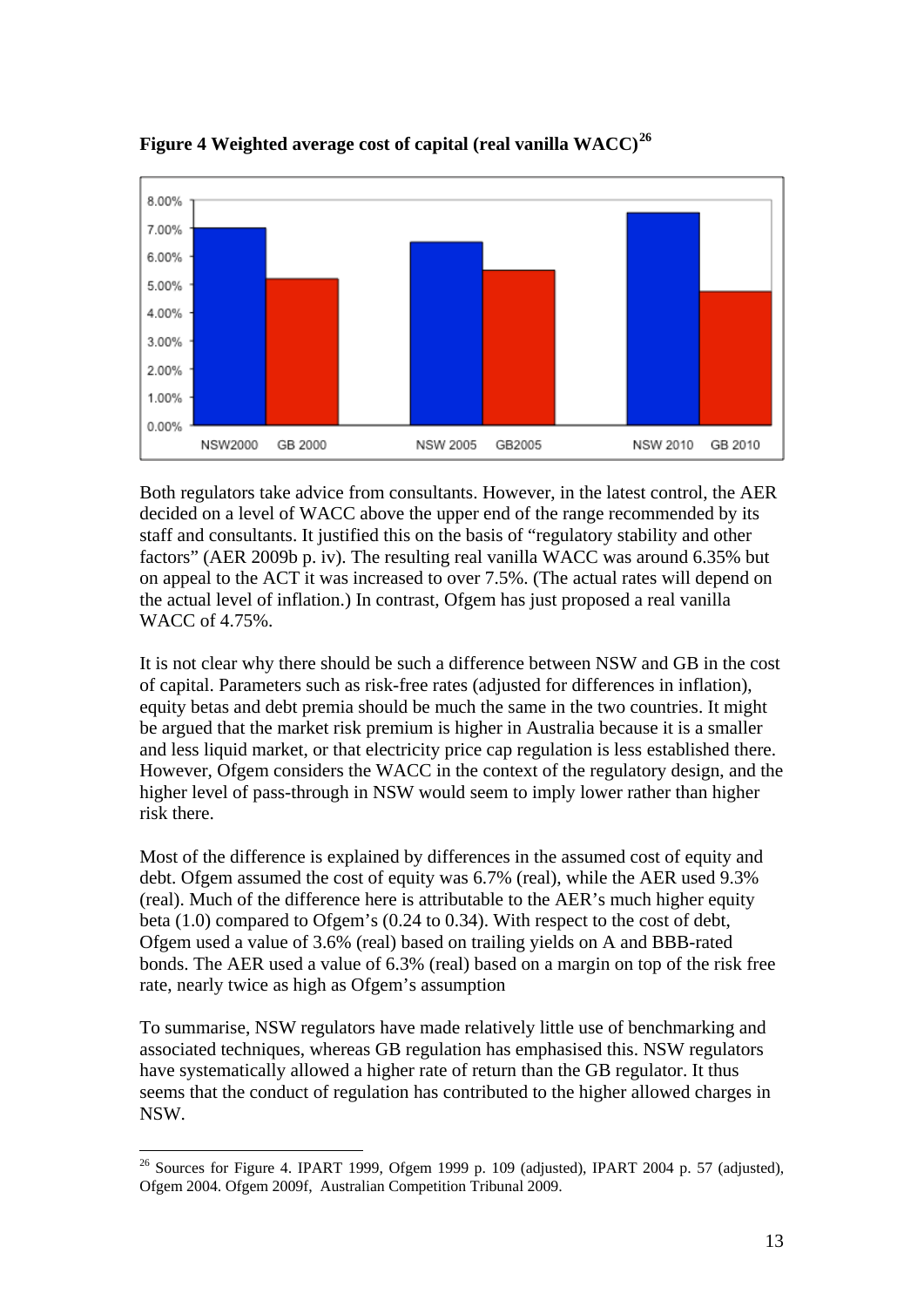**Figure 4 Weighted average cost of capital (real vanilla WACC)[26]**

Both regulators take advice from consultants. However, in the latest control, the AER decided on a level of WACC above the upper end of the range recommended by its staff and consultants. It justified this on the basis of "regulatory stability and other factors" (AER 2009b p. iv). The resulting real vanilla WACC was around 6.35% but on appeal to the ACT it was increased to over 7.5%. (The actual rates will depend on the actual level of inflation.) In contrast, Ofgem has just proposed a real vanilla WACC of 4.75%.

It is not clear why there should be such a difference between NSW and GB in the cost of capital. Parameters such as risk-free rates (adjusted for differences in inflation), equity betas and debt premia should be much the same in the two countries. It might be argued that the market risk premium is higher in Australia because it is a smaller and less liquid market, or that electricity price cap regulation is less established there. However, Ofgem considers the WACC in the context of the regulatory design, and the higher level of pass-through in NSW would seem to imply lower rather than higher risk there.

Most of the difference is explained by differences in the assumed cost of equity and debt. Ofgem assumed the cost of equity was 6.7% (real), while the AER used 9.3% (real). Much of the difference here is attributable to the AER's much higher equity beta (1.0) compared to Ofgem's (0.24 to 0.34). With respect to the cost of debt, Ofgem used a value of 3.6% (real) based on trailing yields on A and BBB-rated bonds. The AER used a value of 6.3% (real) based on a margin on top of the risk free rate, nearly twice as high as Ofgem's assumption

To summarise, NSW regulators have made relatively little use of benchmarking and associated techniques, whereas GB regulation has emphasised this. NSW regulators have systematically allowed a higher rate of return than the GB regulator. It thus seems that the conduct of regulation has contributed to the higher allowed charges in NSW.

[26] Sources for Figure 4. IPART 1999, Ofgem 1999 p. 109 (adjusted), IPART 2004 p. 57 (adjusted), Ofgem 2004. Ofgem 2009f, Australian Competition Tribunal 2009.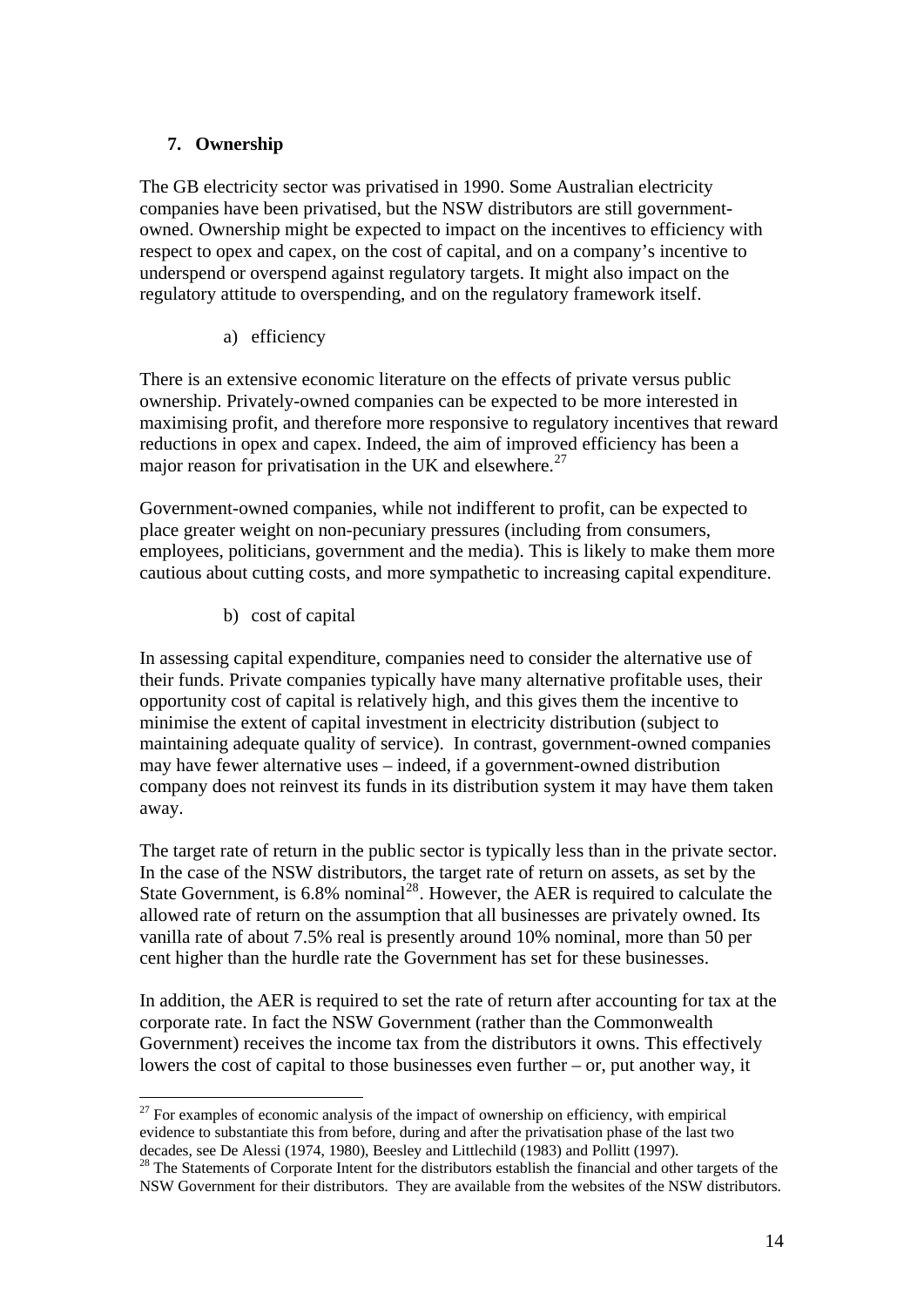## 7. Ownership

The GB electricity sector was privatised in 1990. Some Australian electricity companies have been privatised, but the NSW distributors are still government-owned. Ownership might be expected to impact on the incentives to efficiency with respect to opex and capex, on the cost of capital, and on a company's incentive to underspend or overspend against regulatory targets. It might also impact on the regulatory attitude to overspending, and on the regulatory framework itself.

### a) efficiency

There is an extensive economic literature on the effects of private versus public ownership. Privately-owned companies can be expected to be more interested in maximising profit, and therefore more responsive to regulatory incentives that reward reductions in opex and capex. Indeed, the aim of improved efficiency has been a major reason for privatisation in the UK and elsewhere.[27]

Government-owned companies, while not indifferent to profit, can be expected to place greater weight on non-pecuniary pressures (including from consumers, employees, politicians, government and the media). This is likely to make them more cautious about cutting costs, and more sympathetic to increasing capital expenditure.

### b) cost of capital

In assessing capital expenditure, companies need to consider the alternative use of their funds. Private companies typically have many alternative profitable uses, their opportunity cost of capital is relatively high, and this gives them the incentive to minimise the extent of capital investment in electricity distribution (subject to maintaining adequate quality of service). In contrast, government-owned companies may have fewer alternative uses – indeed, if a government-owned distribution company does not reinvest its funds in its distribution system it may have them taken away.

The target rate of return in the public sector is typically less than in the private sector. In the case of the NSW distributors, the target rate of return on assets, as set by the State Government, is 6.8% nominal[28]. However, the AER is required to calculate the allowed rate of return on the assumption that all businesses are privately owned. Its vanilla rate of about 7.5% real is presently around 10% nominal, more than 50 per cent higher than the hurdle rate the Government has set for these businesses.

In addition, the AER is required to set the rate of return after accounting for tax at the corporate rate. In fact the NSW Government (rather than the Commonwealth Government) receives the income tax from the distributors it owns. This effectively lowers the cost of capital to those businesses even further – or, put another way, it

---

[27] For examples of economic analysis of the impact of ownership on efficiency, with empirical evidence to substantiate this from before, during and after the privatisation phase of the last two decades, see De Alessi (1974, 1980), Beesley and Littlechild (1983) and Pollitt (1997).

[28] The Statements of Corporate Intent for the distributors establish the financial and other targets of the NSW Government for their distributors. They are available from the websites of the NSW distributors.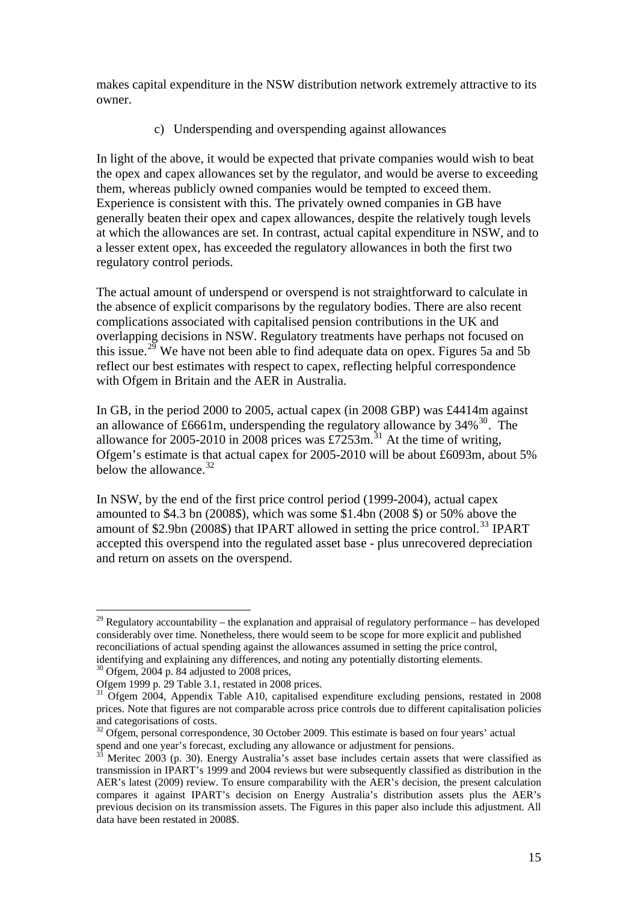makes capital expenditure in the NSW distribution network extremely attractive to its owner.

### c) Underspending and overspending against allowances

In light of the above, it would be expected that private companies would wish to beat the opex and capex allowances set by the regulator, and would be averse to exceeding them, whereas publicly owned companies would be tempted to exceed them. Experience is consistent with this. The privately owned companies in GB have generally beaten their opex and capex allowances, despite the relatively tough levels at which the allowances are set. In contrast, actual capital expenditure in NSW, and to a lesser extent opex, has exceeded the regulatory allowances in both the first two regulatory control periods.

The actual amount of underspend or overspend is not straightforward to calculate in the absence of explicit comparisons by the regulatory bodies. There are also recent complications associated with capitalised pension contributions in the UK and overlapping decisions in NSW. Regulatory treatments have perhaps not focused on this issue.[29] We have not been able to find adequate data on opex. Figures 5a and 5b reflect our best estimates with respect to capex, reflecting helpful correspondence with Ofgem in Britain and the AER in Australia.

In GB, in the period 2000 to 2005, actual capex (in 2008 GBP) was £4414m against an allowance of £6661m, underspending the regulatory allowance by 34%[30]. The allowance for 2005-2010 in 2008 prices was £7253m.[31] At the time of writing, Ofgem's estimate is that actual capex for 2005-2010 will be about £6093m, about 5% below the allowance.[32]

In NSW, by the end of the first price control period (1999-2004), actual capex amounted to $4.3 bn (2008$), which was some $1.4bn (2008 $) or 50% above the amount of $2.9bn (2008$) that IPART allowed in setting the price control.[33] IPART accepted this overspend into the regulated asset base - plus unrecovered depreciation and return on assets on the overspend.

---

[29] Regulatory accountability – the explanation and appraisal of regulatory performance – has developed considerably over time. Nonetheless, there would seem to be scope for more explicit and published reconciliations of actual spending against the allowances assumed in setting the price control, identifying and explaining any differences, and noting any potentially distorting elements.

[30] Ofgem, 2004 p. 84 adjusted to 2008 prices,
Ofgem 1999 p. 29 Table 3.1, restated in 2008 prices.

[31] Ofgem 2004, Appendix Table A10, capitalised expenditure excluding pensions, restated in 2008 prices. Note that figures are not comparable across price controls due to different capitalisation policies and categorisations of costs.

[32] Ofgem, personal correspondence, 30 October 2009. This estimate is based on four years' actual spend and one year's forecast, excluding any allowance or adjustment for pensions.

[33] Meritec 2003 (p. 30). Energy Australia's asset base includes certain assets that were classified as transmission in IPART's 1999 and 2004 reviews but were subsequently classified as distribution in the AER's latest (2009) review. To ensure comparability with the AER's decision, the present calculation compares it against IPART's decision on Energy Australia's distribution assets plus the AER's previous decision on its transmission assets. The Figures in this paper also include this adjustment. All data have been restated in 2008$.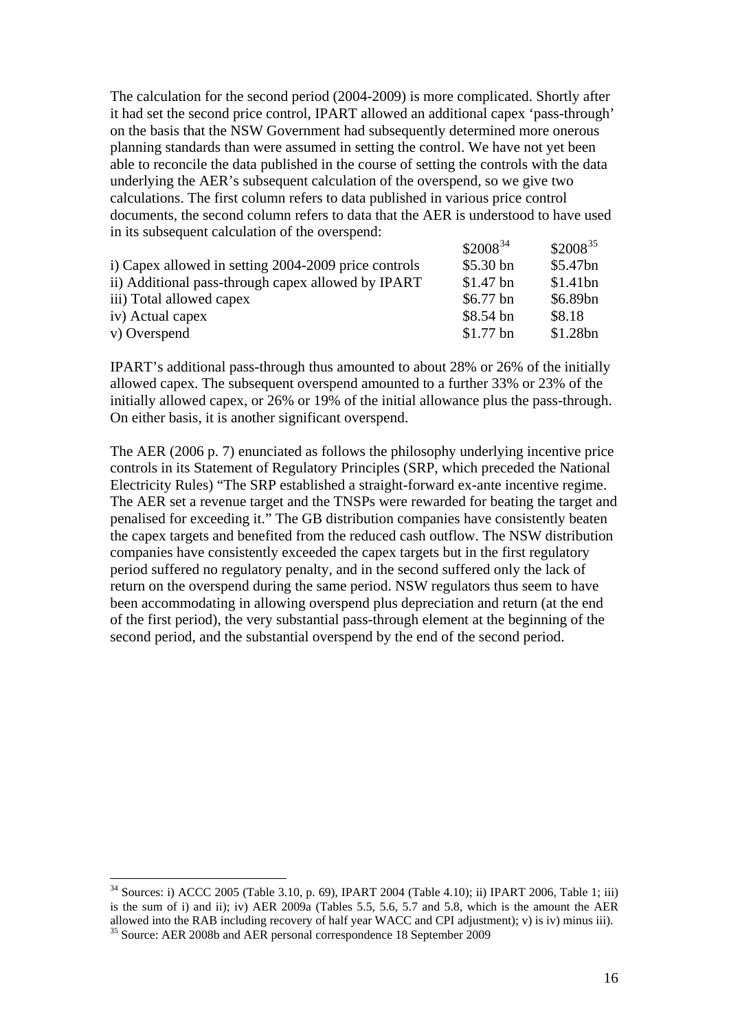The calculation for the second period (2004-2009) is more complicated. Shortly after it had set the second price control, IPART allowed an additional capex 'pass-through' on the basis that the NSW Government had subsequently determined more onerous planning standards than were assumed in setting the control. We have not yet been able to reconcile the data published in the course of setting the controls with the data underlying the AER's subsequent calculation of the overspend, so we give two calculations. The first column refers to data published in various price control documents, the second column refers to data that the AER is understood to have used in its subsequent calculation of the overspend:

| | \$2008[34] | \$2008[35] |
|---|---|---|
| i) Capex allowed in setting 2004-2009 price controls | \$5.30 bn | \$5.47bn |
| ii) Additional pass-through capex allowed by IPART | \$1.47 bn | \$1.41bn |
| iii) Total allowed capex | \$6.77 bn | \$6.89bn |
| iv) Actual capex | \$8.54 bn | \$8.18 |
| v) Overspend | \$1.77 bn | \$1.28bn |

IPART's additional pass-through thus amounted to about 28% or 26% of the initially allowed capex. The subsequent overspend amounted to a further 33% or 23% of the initially allowed capex, or 26% or 19% of the initial allowance plus the pass-through. On either basis, it is another significant overspend.

The AER (2006 p. 7) enunciated as follows the philosophy underlying incentive price controls in its Statement of Regulatory Principles (SRP, which preceded the National Electricity Rules) "The SRP established a straight-forward ex-ante incentive regime. The AER set a revenue target and the TNSPs were rewarded for beating the target and penalised for exceeding it." The GB distribution companies have consistently beaten the capex targets and benefited from the reduced cash outflow. The NSW distribution companies have consistently exceeded the capex targets but in the first regulatory period suffered no regulatory penalty, and in the second suffered only the lack of return on the overspend during the same period. NSW regulators thus seem to have been accommodating in allowing overspend plus depreciation and return (at the end of the first period), the very substantial pass-through element at the beginning of the second period, and the substantial overspend by the end of the second period.

[34] Sources: i) ACCC 2005 (Table 3.10, p. 69), IPART 2004 (Table 4.10); ii) IPART 2006, Table 1; iii) is the sum of i) and ii); iv) AER 2009a (Tables 5.5, 5.6, 5.7 and 5.8, which is the amount the AER allowed into the RAB including recovery of half year WACC and CPI adjustment); v) is iv) minus iii).

[35] Source: AER 2008b and AER personal correspondence 18 September 2009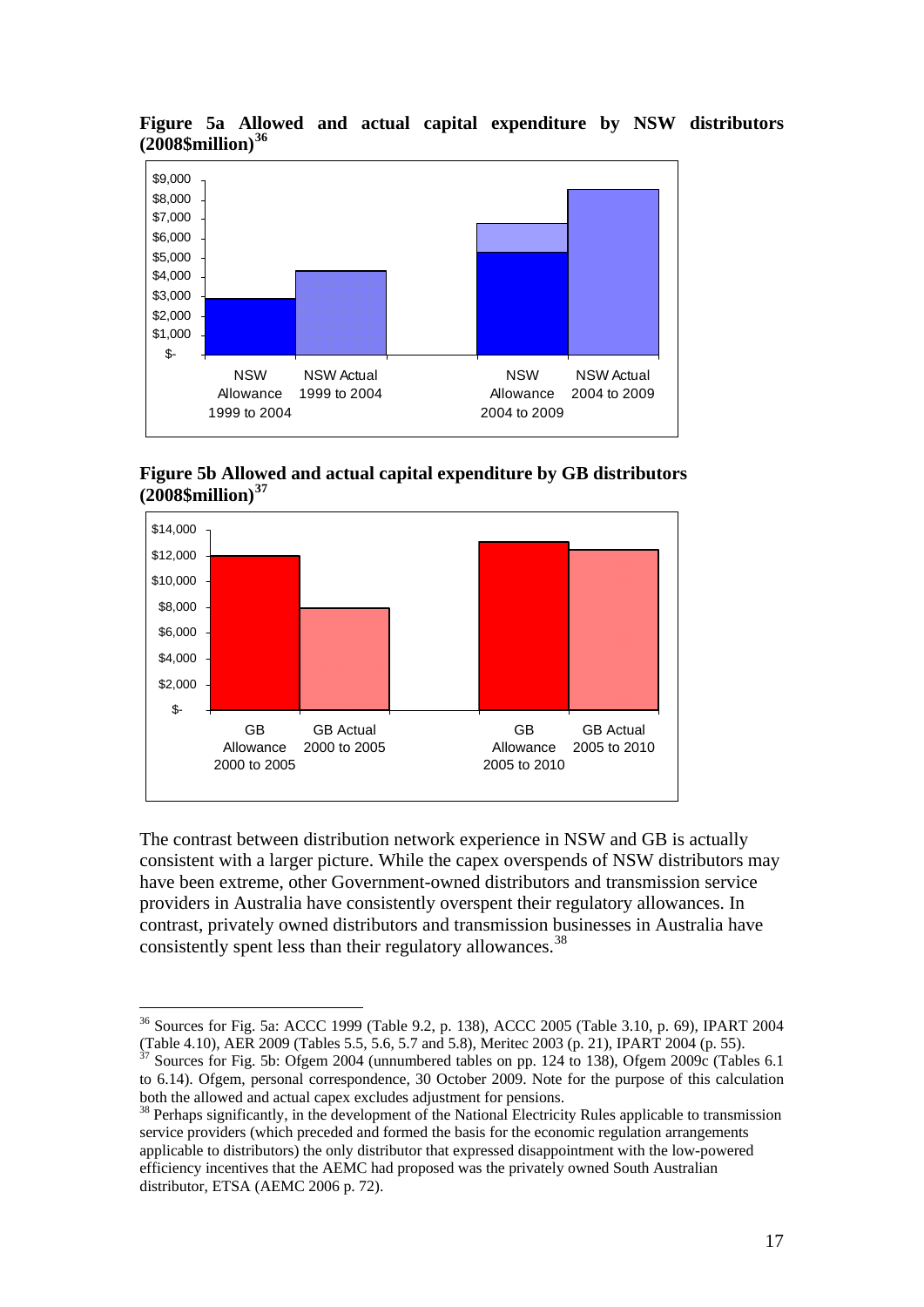**Figure 5a Allowed and actual capital expenditure by NSW distributors (2008$million)**[36]

**Figure 5b Allowed and actual capital expenditure by GB distributors (2008$million)**[37]

The contrast between distribution network experience in NSW and GB is actually consistent with a larger picture. While the capex overspends of NSW distributors may have been extreme, other Government-owned distributors and transmission service providers in Australia have consistently overspent their regulatory allowances. In contrast, privately owned distributors and transmission businesses in Australia have consistently spent less than their regulatory allowances.[38]

---

[36] Sources for Fig. 5a: ACCC 1999 (Table 9.2, p. 138), ACCC 2005 (Table 3.10, p. 69), IPART 2004 (Table 4.10), AER 2009 (Tables 5.5, 5.6, 5.7 and 5.8), Meritec 2003 (p. 21), IPART 2004 (p. 55).

[37] Sources for Fig. 5b: Ofgem 2004 (unnumbered tables on pp. 124 to 138), Ofgem 2009c (Tables 6.1 to 6.14). Ofgem, personal correspondence, 30 October 2009. Note for the purpose of this calculation both the allowed and actual capex excludes adjustment for pensions.

[38] Perhaps significantly, in the development of the National Electricity Rules applicable to transmission service providers (which preceded and formed the basis for the economic regulation arrangements applicable to distributors) the only distributor that expressed disappointment with the low-powered efficiency incentives that the AEMC had proposed was the privately owned South Australian distributor, ETSA (AEMC 2006 p. 72).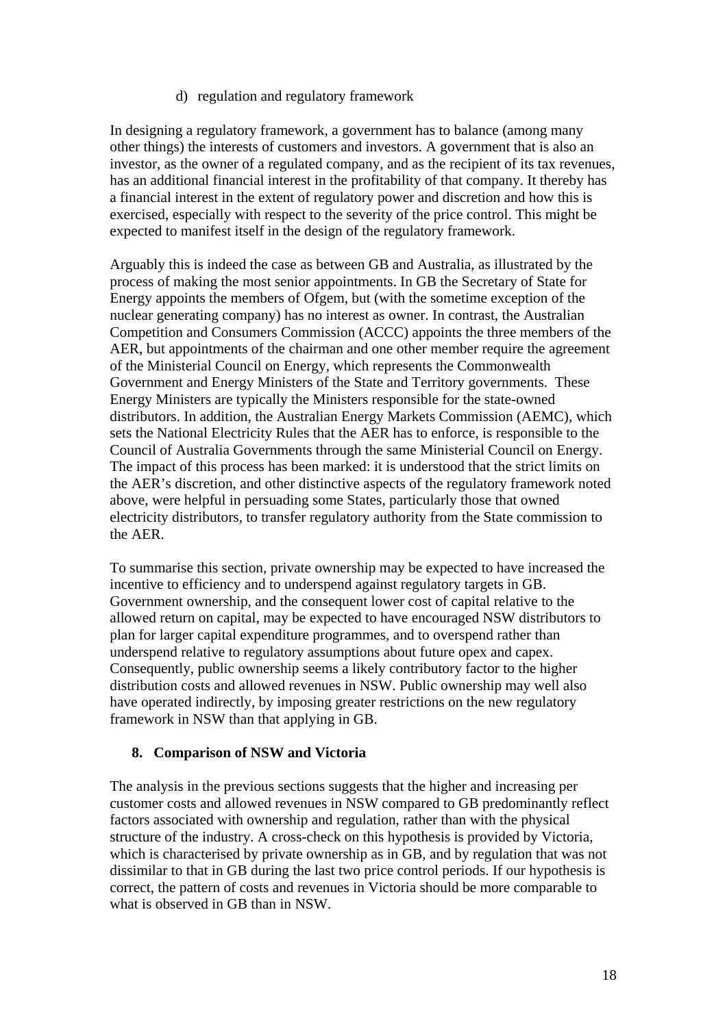d) regulation and regulatory framework

In designing a regulatory framework, a government has to balance (among many other things) the interests of customers and investors. A government that is also an investor, as the owner of a regulated company, and as the recipient of its tax revenues, has an additional financial interest in the profitability of that company. It thereby has a financial interest in the extent of regulatory power and discretion and how this is exercised, especially with respect to the severity of the price control. This might be expected to manifest itself in the design of the regulatory framework.

Arguably this is indeed the case as between GB and Australia, as illustrated by the process of making the most senior appointments. In GB the Secretary of State for Energy appoints the members of Ofgem, but (with the sometime exception of the nuclear generating company) has no interest as owner. In contrast, the Australian Competition and Consumers Commission (ACCC) appoints the three members of the AER, but appointments of the chairman and one other member require the agreement of the Ministerial Council on Energy, which represents the Commonwealth Government and Energy Ministers of the State and Territory governments. These Energy Ministers are typically the Ministers responsible for the state-owned distributors. In addition, the Australian Energy Markets Commission (AEMC), which sets the National Electricity Rules that the AER has to enforce, is responsible to the Council of Australia Governments through the same Ministerial Council on Energy. The impact of this process has been marked: it is understood that the strict limits on the AER's discretion, and other distinctive aspects of the regulatory framework noted above, were helpful in persuading some States, particularly those that owned electricity distributors, to transfer regulatory authority from the State commission to the AER.

To summarise this section, private ownership may be expected to have increased the incentive to efficiency and to underspend against regulatory targets in GB. Government ownership, and the consequent lower cost of capital relative to the allowed return on capital, may be expected to have encouraged NSW distributors to plan for larger capital expenditure programmes, and to overspend rather than underspend relative to regulatory assumptions about future opex and capex. Consequently, public ownership seems a likely contributory factor to the higher distribution costs and allowed revenues in NSW. Public ownership may well also have operated indirectly, by imposing greater restrictions on the new regulatory framework in NSW than that applying in GB.

## 8. Comparison of NSW and Victoria

The analysis in the previous sections suggests that the higher and increasing per customer costs and allowed revenues in NSW compared to GB predominantly reflect factors associated with ownership and regulation, rather than with the physical structure of the industry. A cross-check on this hypothesis is provided by Victoria, which is characterised by private ownership as in GB, and by regulation that was not dissimilar to that in GB during the last two price control periods. If our hypothesis is correct, the pattern of costs and revenues in Victoria should be more comparable to what is observed in GB than in NSW.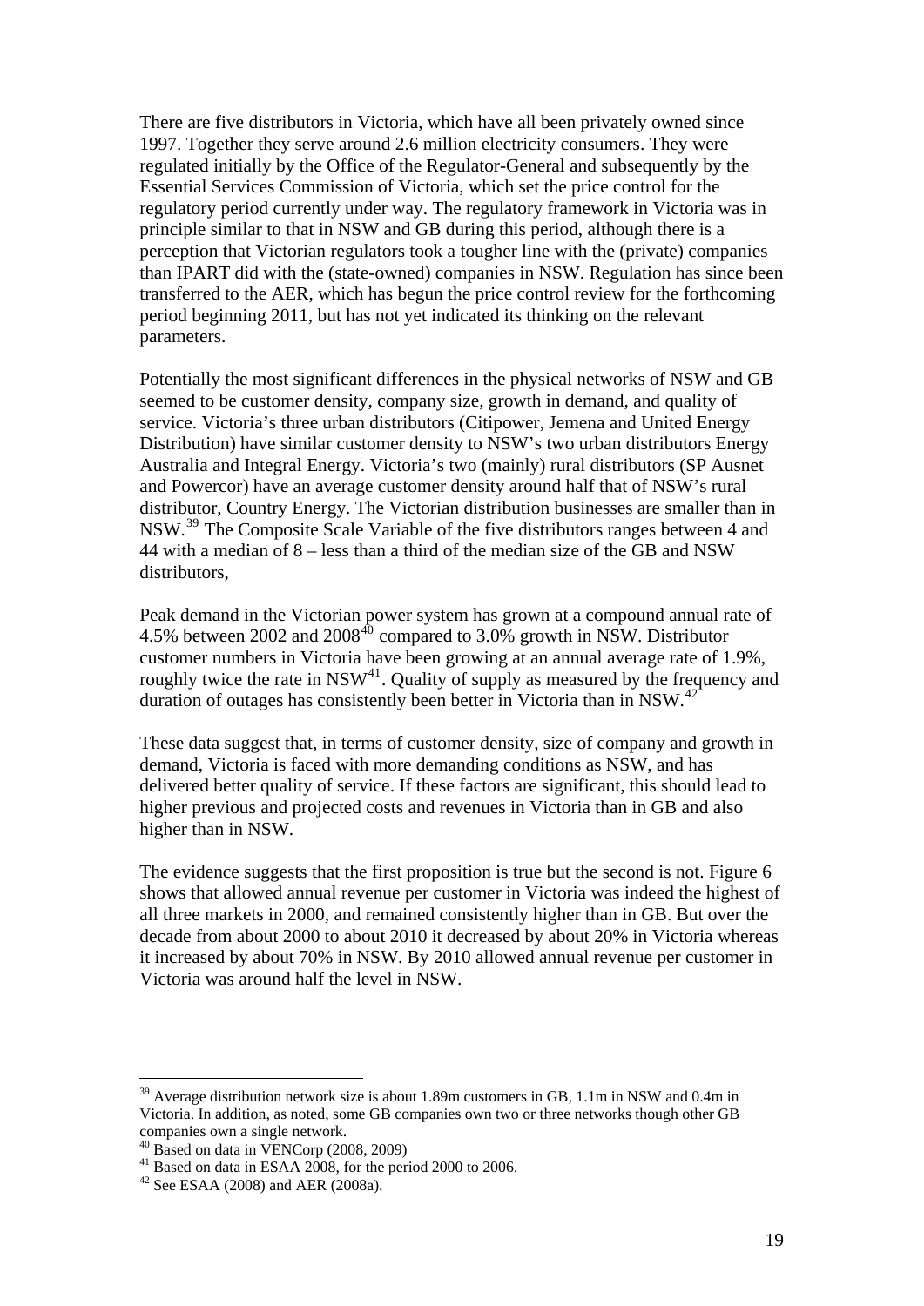There are five distributors in Victoria, which have all been privately owned since 1997. Together they serve around 2.6 million electricity consumers. They were regulated initially by the Office of the Regulator-General and subsequently by the Essential Services Commission of Victoria, which set the price control for the regulatory period currently under way. The regulatory framework in Victoria was in principle similar to that in NSW and GB during this period, although there is a perception that Victorian regulators took a tougher line with the (private) companies than IPART did with the (state-owned) companies in NSW. Regulation has since been transferred to the AER, which has begun the price control review for the forthcoming period beginning 2011, but has not yet indicated its thinking on the relevant parameters.

Potentially the most significant differences in the physical networks of NSW and GB seemed to be customer density, company size, growth in demand, and quality of service. Victoria's three urban distributors (Citipower, Jemena and United Energy Distribution) have similar customer density to NSW's two urban distributors Energy Australia and Integral Energy. Victoria's two (mainly) rural distributors (SP Ausnet and Powercor) have an average customer density around half that of NSW's rural distributor, Country Energy. The Victorian distribution businesses are smaller than in NSW.[39] The Composite Scale Variable of the five distributors ranges between 4 and 44 with a median of 8 – less than a third of the median size of the GB and NSW distributors,

Peak demand in the Victorian power system has grown at a compound annual rate of 4.5% between 2002 and 2008[40] compared to 3.0% growth in NSW. Distributor customer numbers in Victoria have been growing at an annual average rate of 1.9%, roughly twice the rate in NSW[41]. Quality of supply as measured by the frequency and duration of outages has consistently been better in Victoria than in NSW.[42]

These data suggest that, in terms of customer density, size of company and growth in demand, Victoria is faced with more demanding conditions as NSW, and has delivered better quality of service. If these factors are significant, this should lead to higher previous and projected costs and revenues in Victoria than in GB and also higher than in NSW.

The evidence suggests that the first proposition is true but the second is not. Figure 6 shows that allowed annual revenue per customer in Victoria was indeed the highest of all three markets in 2000, and remained consistently higher than in GB. But over the decade from about 2000 to about 2010 it decreased by about 20% in Victoria whereas it increased by about 70% in NSW. By 2010 allowed annual revenue per customer in Victoria was around half the level in NSW.

---

[39] Average distribution network size is about 1.89m customers in GB, 1.1m in NSW and 0.4m in Victoria. In addition, as noted, some GB companies own two or three networks though other GB companies own a single network.

[40] Based on data in VENCorp (2008, 2009)

[41] Based on data in ESAA 2008, for the period 2000 to 2006.

[42] See ESAA (2008) and AER (2008a).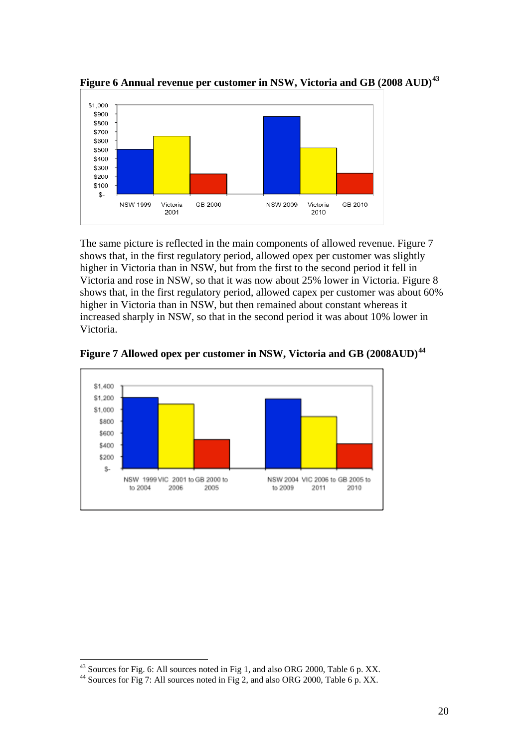**Figure 6 Annual revenue per customer in NSW, Victoria and GB (2008 AUD)**[43]

The same picture is reflected in the main components of allowed revenue. Figure 7 shows that, in the first regulatory period, allowed opex per customer was slightly higher in Victoria than in NSW, but from the first to the second period it fell in Victoria and rose in NSW, so that it was now about 25% lower in Victoria. Figure 8 shows that, in the first regulatory period, allowed capex per customer was about 60% higher in Victoria than in NSW, but then remained about constant whereas it increased sharply in NSW, so that in the second period it was about 10% lower in Victoria.

**Figure 7 Allowed opex per customer in NSW, Victoria and GB (2008AUD)**[44]

---

[43] Sources for Fig. 6: All sources noted in Fig 1, and also ORG 2000, Table 6 p. XX.

[44] Sources for Fig 7: All sources noted in Fig 2, and also ORG 2000, Table 6 p. XX.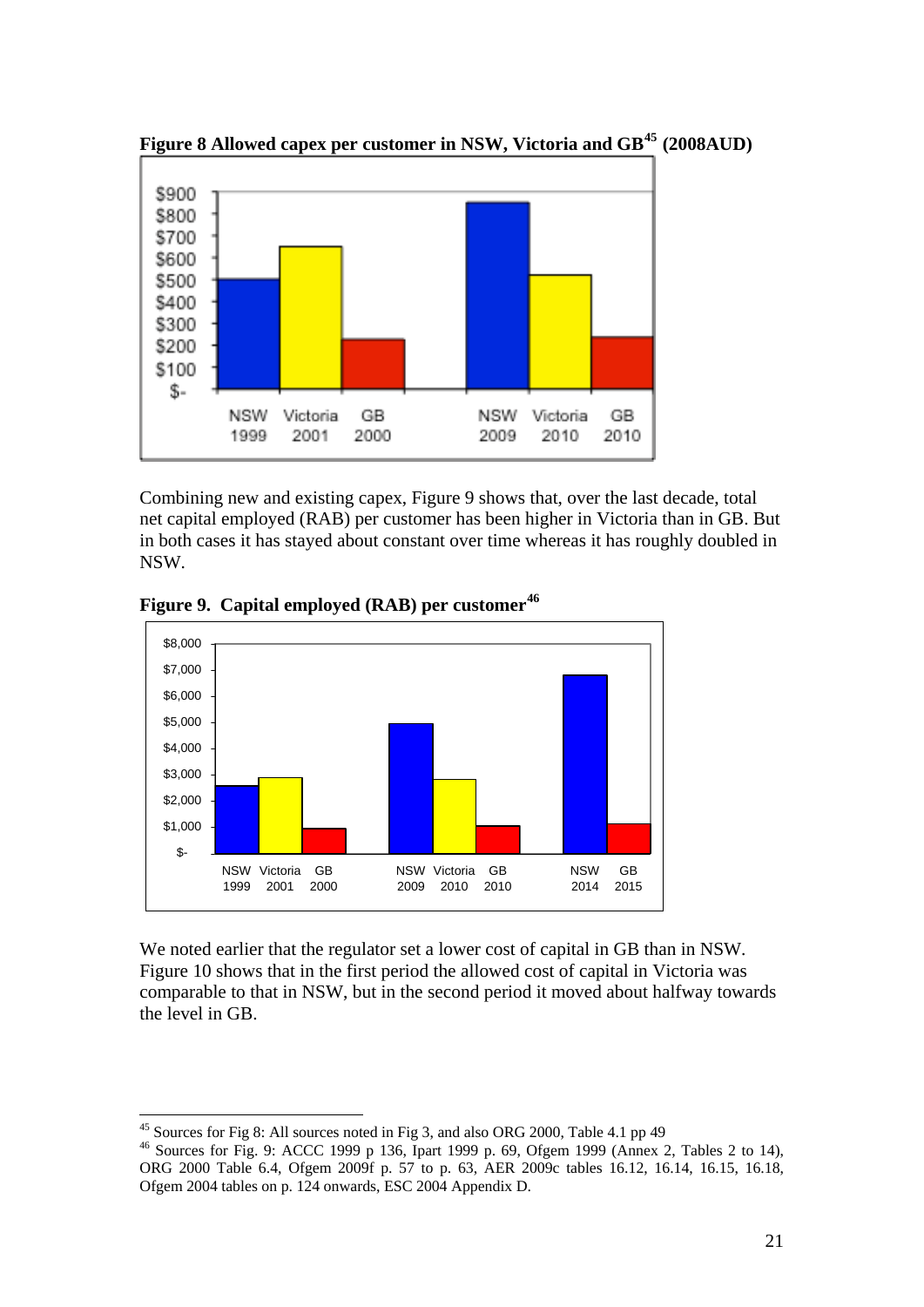**Figure 8 Allowed capex per customer in NSW, Victoria and GB[45] (2008AUD)**

Combining new and existing capex, Figure 9 shows that, over the last decade, total net capital employed (RAB) per customer has been higher in Victoria than in GB. But in both cases it has stayed about constant over time whereas it has roughly doubled in NSW.

**Figure 9. Capital employed (RAB) per customer[46]**

We noted earlier that the regulator set a lower cost of capital in GB than in NSW. Figure 10 shows that in the first period the allowed cost of capital in Victoria was comparable to that in NSW, but in the second period it moved about halfway towards the level in GB.

---

[45] Sources for Fig 8: All sources noted in Fig 3, and also ORG 2000, Table 4.1 pp 49

[46] Sources for Fig. 9: ACCC 1999 p 136, Ipart 1999 p. 69, Ofgem 1999 (Annex 2, Tables 2 to 14), ORG 2000 Table 6.4, Ofgem 2009f p. 57 to p. 63, AER 2009c tables 16.12, 16.14, 16.15, 16.18, Ofgem 2004 tables on p. 124 onwards, ESC 2004 Appendix D.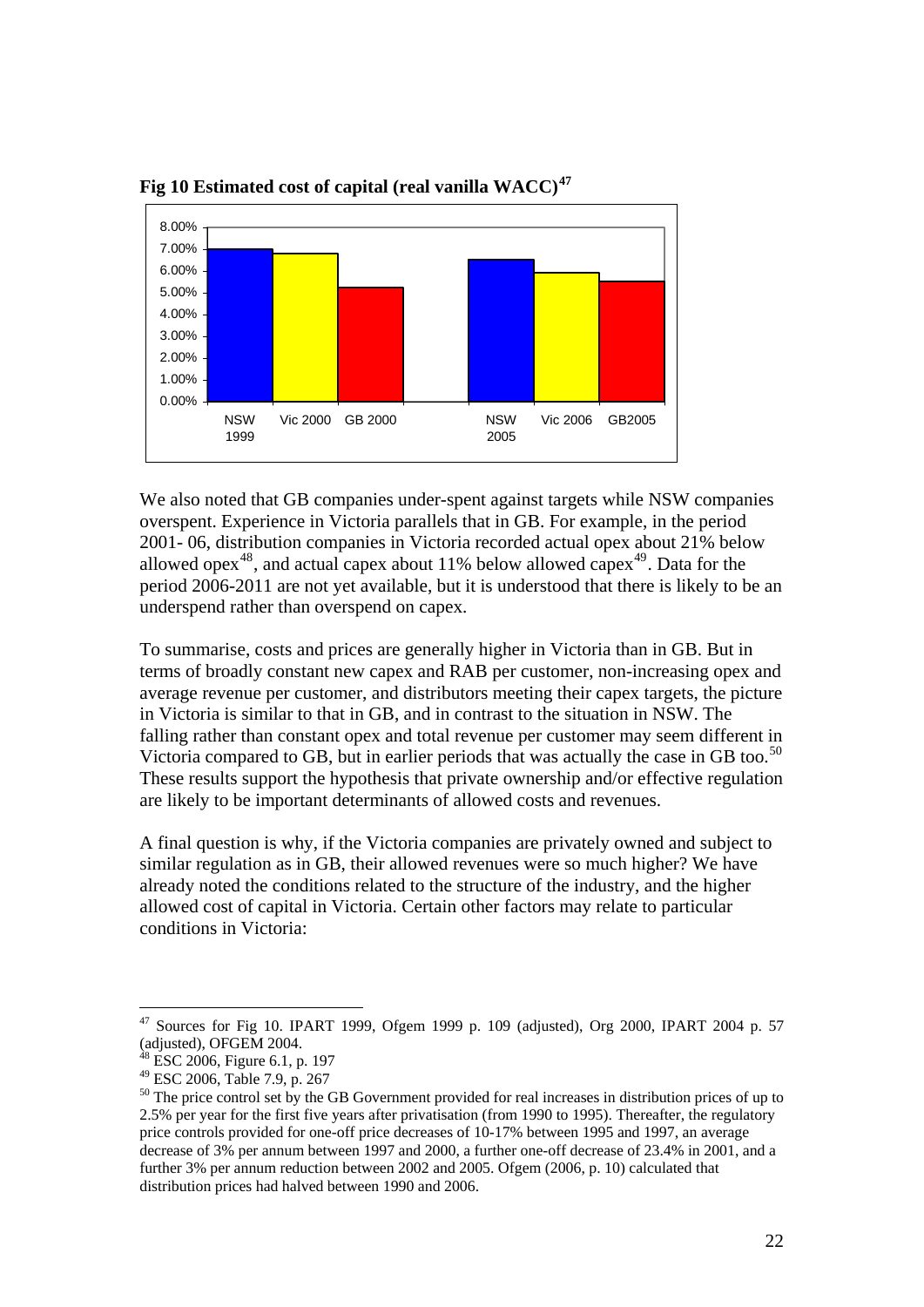**Fig 10 Estimated cost of capital (real vanilla WACC)[47]**

We also noted that GB companies under-spent against targets while NSW companies overspent. Experience in Victoria parallels that in GB. For example, in the period 2001- 06, distribution companies in Victoria recorded actual opex about 21% below allowed opex[48], and actual capex about 11% below allowed capex[49]. Data for the period 2006-2011 are not yet available, but it is understood that there is likely to be an underspend rather than overspend on capex.

To summarise, costs and prices are generally higher in Victoria than in GB. But in terms of broadly constant new capex and RAB per customer, non-increasing opex and average revenue per customer, and distributors meeting their capex targets, the picture in Victoria is similar to that in GB, and in contrast to the situation in NSW. The falling rather than constant opex and total revenue per customer may seem different in Victoria compared to GB, but in earlier periods that was actually the case in GB too.[50] These results support the hypothesis that private ownership and/or effective regulation are likely to be important determinants of allowed costs and revenues.

A final question is why, if the Victoria companies are privately owned and subject to similar regulation as in GB, their allowed revenues were so much higher? We have already noted the conditions related to the structure of the industry, and the higher allowed cost of capital in Victoria. Certain other factors may relate to particular conditions in Victoria:

---

[47] Sources for Fig 10. IPART 1999, Ofgem 1999 p. 109 (adjusted), Org 2000, IPART 2004 p. 57 (adjusted), OFGEM 2004.

[48] ESC 2006, Figure 6.1, p. 197

[49] ESC 2006, Table 7.9, p. 267

[50] The price control set by the GB Government provided for real increases in distribution prices of up to 2.5% per year for the first five years after privatisation (from 1990 to 1995). Thereafter, the regulatory price controls provided for one-off price decreases of 10-17% between 1995 and 1997, an average decrease of 3% per annum between 1997 and 2000, a further one-off decrease of 23.4% in 2001, and a further 3% per annum reduction between 2002 and 2005. Ofgem (2006, p. 10) calculated that distribution prices had halved between 1990 and 2006.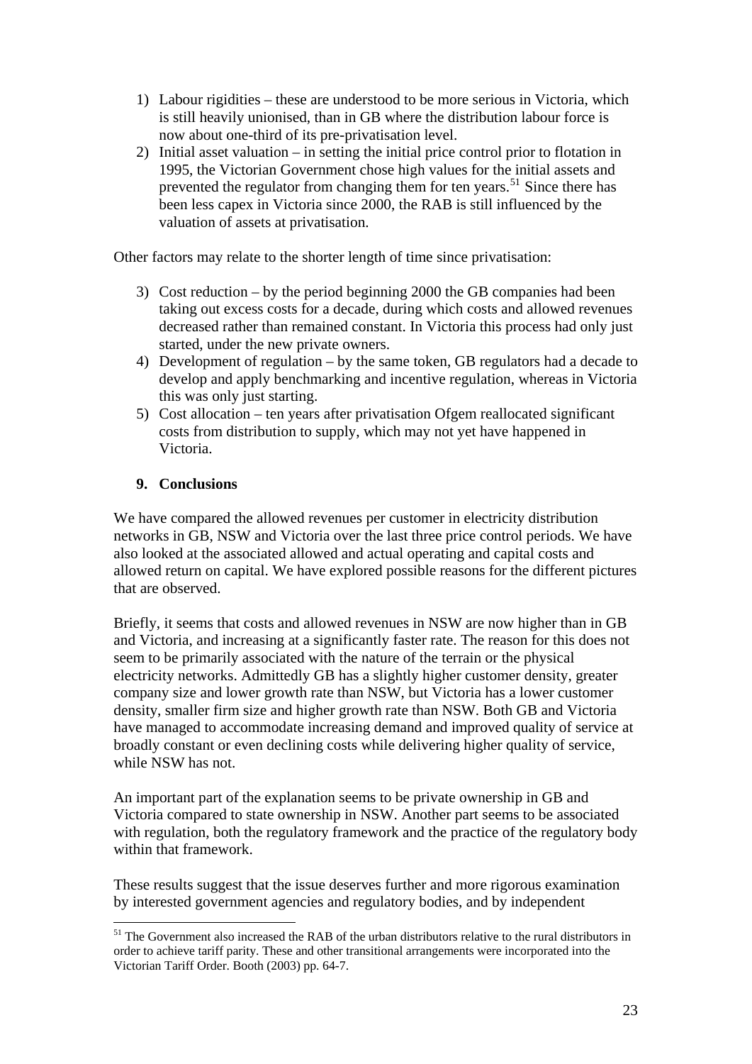1) Labour rigidities – these are understood to be more serious in Victoria, which is still heavily unionised, than in GB where the distribution labour force is now about one-third of its pre-privatisation level.
2) Initial asset valuation – in setting the initial price control prior to flotation in 1995, the Victorian Government chose high values for the initial assets and prevented the regulator from changing them for ten years.[51] Since there has been less capex in Victoria since 2000, the RAB is still influenced by the valuation of assets at privatisation.

Other factors may relate to the shorter length of time since privatisation:

3) Cost reduction – by the period beginning 2000 the GB companies had been taking out excess costs for a decade, during which costs and allowed revenues decreased rather than remained constant. In Victoria this process had only just started, under the new private owners.
4) Development of regulation – by the same token, GB regulators had a decade to develop and apply benchmarking and incentive regulation, whereas in Victoria this was only just starting.
5) Cost allocation – ten years after privatisation Ofgem reallocated significant costs from distribution to supply, which may not yet have happened in Victoria.

## 9. Conclusions

We have compared the allowed revenues per customer in electricity distribution networks in GB, NSW and Victoria over the last three price control periods. We have also looked at the associated allowed and actual operating and capital costs and allowed return on capital. We have explored possible reasons for the different pictures that are observed.

Briefly, it seems that costs and allowed revenues in NSW are now higher than in GB and Victoria, and increasing at a significantly faster rate. The reason for this does not seem to be primarily associated with the nature of the terrain or the physical electricity networks. Admittedly GB has a slightly higher customer density, greater company size and lower growth rate than NSW, but Victoria has a lower customer density, smaller firm size and higher growth rate than NSW. Both GB and Victoria have managed to accommodate increasing demand and improved quality of service at broadly constant or even declining costs while delivering higher quality of service, while NSW has not.

An important part of the explanation seems to be private ownership in GB and Victoria compared to state ownership in NSW. Another part seems to be associated with regulation, both the regulatory framework and the practice of the regulatory body within that framework.

These results suggest that the issue deserves further and more rigorous examination by interested government agencies and regulatory bodies, and by independent

---

[51] The Government also increased the RAB of the urban distributors relative to the rural distributors in order to achieve tariff parity. These and other transitional arrangements were incorporated into the Victorian Tariff Order. Booth (2003) pp. 64-7.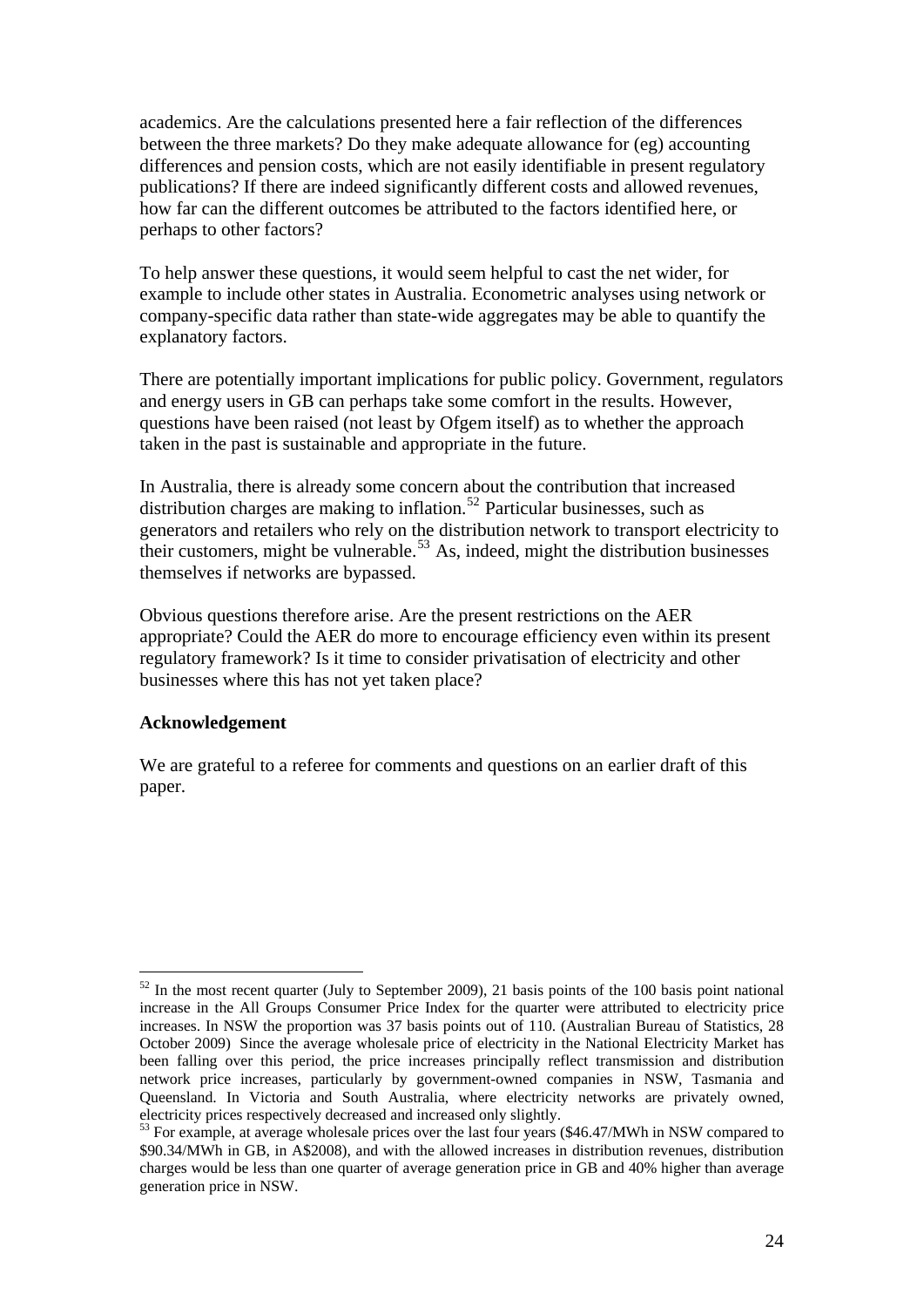academics. Are the calculations presented here a fair reflection of the differences between the three markets? Do they make adequate allowance for (eg) accounting differences and pension costs, which are not easily identifiable in present regulatory publications? If there are indeed significantly different costs and allowed revenues, how far can the different outcomes be attributed to the factors identified here, or perhaps to other factors?

To help answer these questions, it would seem helpful to cast the net wider, for example to include other states in Australia. Econometric analyses using network or company-specific data rather than state-wide aggregates may be able to quantify the explanatory factors.

There are potentially important implications for public policy. Government, regulators and energy users in GB can perhaps take some comfort in the results. However, questions have been raised (not least by Ofgem itself) as to whether the approach taken in the past is sustainable and appropriate in the future.

In Australia, there is already some concern about the contribution that increased distribution charges are making to inflation.[52] Particular businesses, such as generators and retailers who rely on the distribution network to transport electricity to their customers, might be vulnerable.[53] As, indeed, might the distribution businesses themselves if networks are bypassed.

Obvious questions therefore arise. Are the present restrictions on the AER appropriate? Could the AER do more to encourage efficiency even within its present regulatory framework? Is it time to consider privatisation of electricity and other businesses where this has not yet taken place?

**Acknowledgement**

We are grateful to a referee for comments and questions on an earlier draft of this paper.

---

[52] In the most recent quarter (July to September 2009), 21 basis points of the 100 basis point national increase in the All Groups Consumer Price Index for the quarter were attributed to electricity price increases. In NSW the proportion was 37 basis points out of 110. (Australian Bureau of Statistics, 28 October 2009) Since the average wholesale price of electricity in the National Electricity Market has been falling over this period, the price increases principally reflect transmission and distribution network price increases, particularly by government-owned companies in NSW, Tasmania and Queensland. In Victoria and South Australia, where electricity networks are privately owned, electricity prices respectively decreased and increased only slightly.

[53] For example, at average wholesale prices over the last four years ($46.47/MWh in NSW compared to $90.34/MWh in GB, in A$2008), and with the allowed increases in distribution revenues, distribution charges would be less than one quarter of average generation price in GB and 40% higher than average generation price in NSW.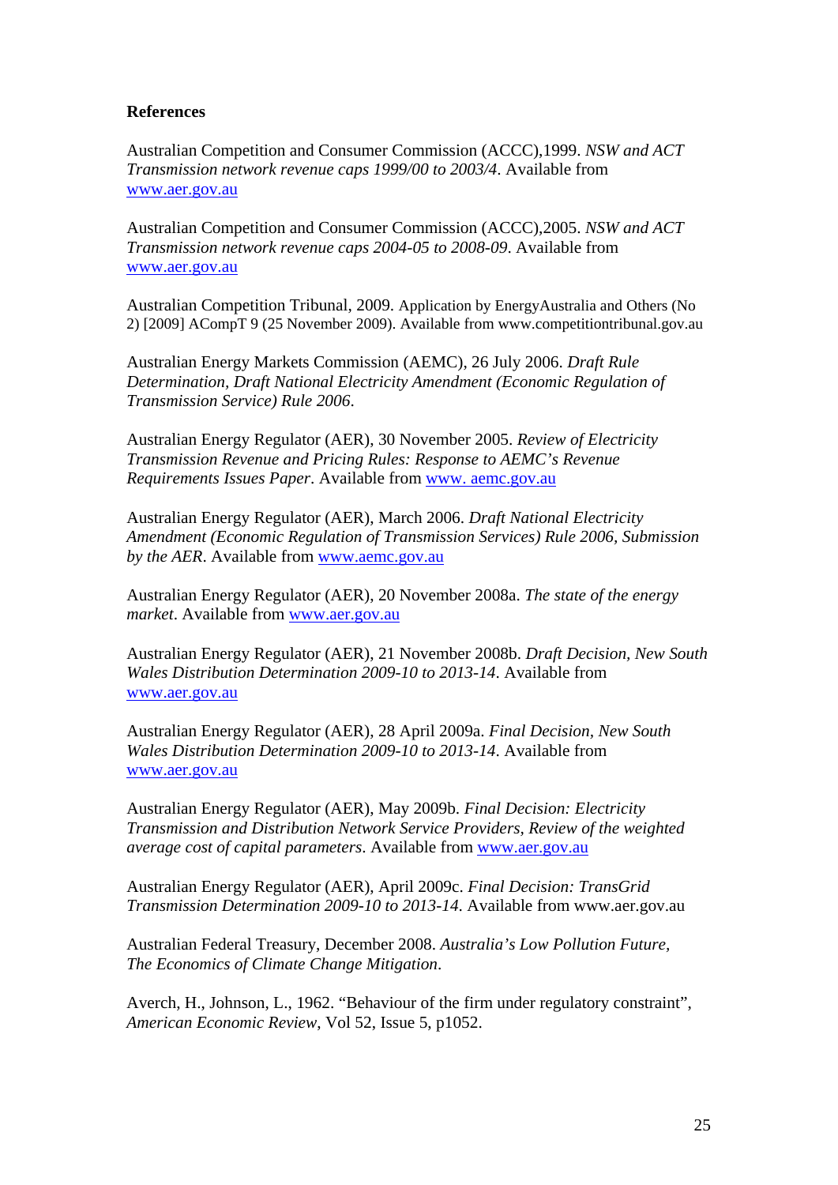**References**

Australian Competition and Consumer Commission (ACCC),1999. *NSW and ACT Transmission network revenue caps 1999/00 to 2003/4*. Available from www.aer.gov.au

Australian Competition and Consumer Commission (ACCC),2005. *NSW and ACT Transmission network revenue caps 2004-05 to 2008-09*. Available from www.aer.gov.au

Australian Competition Tribunal, 2009. Application by EnergyAustralia and Others (No 2) [2009] ACompT 9 (25 November 2009). Available from www.competitiontribunal.gov.au

Australian Energy Markets Commission (AEMC), 26 July 2006. *Draft Rule Determination, Draft National Electricity Amendment (Economic Regulation of Transmission Service) Rule 2006*.

Australian Energy Regulator (AER), 30 November 2005. *Review of Electricity Transmission Revenue and Pricing Rules: Response to AEMC's Revenue Requirements Issues Paper*. Available from www. aemc.gov.au

Australian Energy Regulator (AER), March 2006. *Draft National Electricity Amendment (Economic Regulation of Transmission Services) Rule 2006, Submission by the AER*. Available from www.aemc.gov.au

Australian Energy Regulator (AER), 20 November 2008a. *The state of the energy market*. Available from www.aer.gov.au

Australian Energy Regulator (AER), 21 November 2008b. *Draft Decision, New South Wales Distribution Determination 2009-10 to 2013-14*. Available from www.aer.gov.au

Australian Energy Regulator (AER), 28 April 2009a. *Final Decision, New South Wales Distribution Determination 2009-10 to 2013-14*. Available from www.aer.gov.au

Australian Energy Regulator (AER), May 2009b. *Final Decision: Electricity Transmission and Distribution Network Service Providers, Review of the weighted average cost of capital parameters*. Available from www.aer.gov.au

Australian Energy Regulator (AER), April 2009c. *Final Decision: TransGrid Transmission Determination 2009-10 to 2013-14*. Available from www.aer.gov.au

Australian Federal Treasury, December 2008. *Australia's Low Pollution Future, The Economics of Climate Change Mitigation*.

Averch, H., Johnson, L., 1962. "Behaviour of the firm under regulatory constraint", *American Economic Review*, Vol 52, Issue 5, p1052.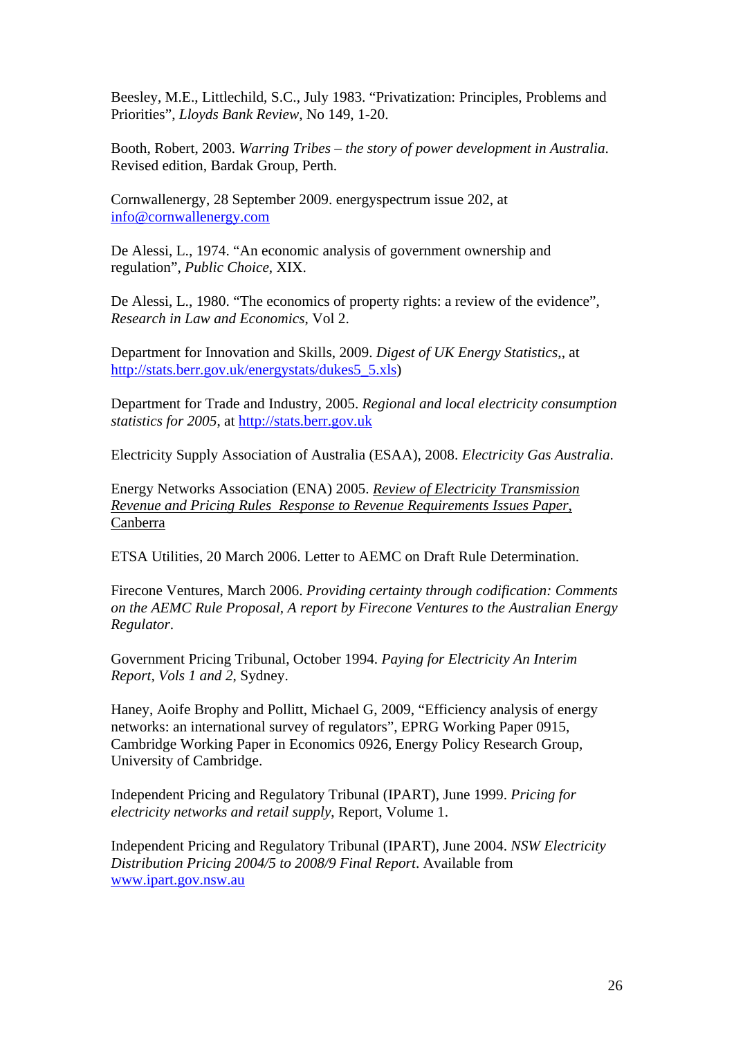Beesley, M.E., Littlechild, S.C., July 1983. "Privatization: Principles, Problems and Priorities", *Lloyds Bank Review*, No 149, 1-20.

Booth, Robert, 2003. *Warring Tribes – the story of power development in Australia*. Revised edition, Bardak Group, Perth.

Cornwallenergy, 28 September 2009. energyspectrum issue 202, at [info@cornwallenergy.com](mailto:info@cornwallenergy.com)

De Alessi, L., 1974. "An economic analysis of government ownership and regulation", *Public Choice*, XIX.

De Alessi, L., 1980. "The economics of property rights: a review of the evidence", *Research in Law and Economics*, Vol 2.

Department for Innovation and Skills, 2009. *Digest of UK Energy Statistics*,, at [http://stats.berr.gov.uk/energystats/dukes5_5.xls](http://stats.berr.gov.uk/energystats/dukes5_5.xls))

Department for Trade and Industry, 2005. *Regional and local electricity consumption statistics for 2005*, at [http://stats.berr.gov.uk](http://stats.berr.gov.uk)

Electricity Supply Association of Australia (ESAA), 2008. *Electricity Gas Australia*.

Energy Networks Association (ENA) 2005. *Review of Electricity Transmission Revenue and Pricing Rules Response to Revenue Requirements Issues Paper*, Canberra

ETSA Utilities, 20 March 2006. Letter to AEMC on Draft Rule Determination.

Firecone Ventures, March 2006. *Providing certainty through codification: Comments on the AEMC Rule Proposal, A report by Firecone Ventures to the Australian Energy Regulator*.

Government Pricing Tribunal, October 1994. *Paying for Electricity An Interim Report, Vols 1 and 2*, Sydney.

Haney, Aoife Brophy and Pollitt, Michael G, 2009, "Efficiency analysis of energy networks: an international survey of regulators", EPRG Working Paper 0915, Cambridge Working Paper in Economics 0926, Energy Policy Research Group, University of Cambridge.

Independent Pricing and Regulatory Tribunal (IPART), June 1999. *Pricing for electricity networks and retail supply*, Report, Volume 1.

Independent Pricing and Regulatory Tribunal (IPART), June 2004. *NSW Electricity Distribution Pricing 2004/5 to 2008/9 Final Report*. Available from [www.ipart.gov.nsw.au](http://www.ipart.gov.nsw.au)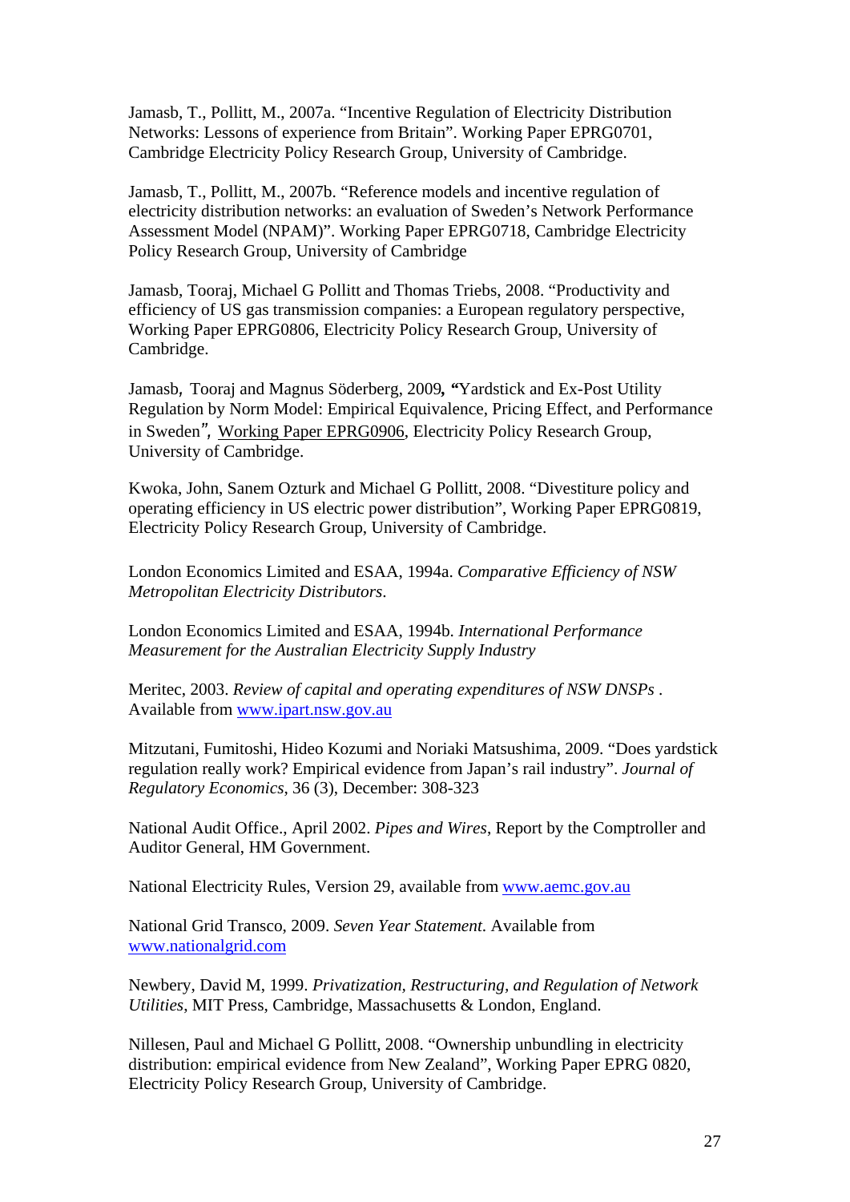Jamasb, T., Pollitt, M., 2007a. “Incentive Regulation of Electricity Distribution Networks: Lessons of experience from Britain”. Working Paper EPRG0701, Cambridge Electricity Policy Research Group, University of Cambridge.

Jamasb, T., Pollitt, M., 2007b. “Reference models and incentive regulation of electricity distribution networks: an evaluation of Sweden’s Network Performance Assessment Model (NPAM)”. Working Paper EPRG0718, Cambridge Electricity Policy Research Group, University of Cambridge

Jamasb, Tooraj, Michael G Pollitt and Thomas Triebs, 2008. “Productivity and efficiency of US gas transmission companies: a European regulatory perspective, Working Paper EPRG0806, Electricity Policy Research Group, University of Cambridge.

Jamasb, Tooraj and Magnus Söderberg, 2009**, “**Yardstick and Ex-Post Utility Regulation by Norm Model: Empirical Equivalence, Pricing Effect, and Performance in Sweden*”*, Working Paper EPRG0906, Electricity Policy Research Group, University of Cambridge.

Kwoka, John, Sanem Ozturk and Michael G Pollitt, 2008. “Divestiture policy and operating efficiency in US electric power distribution”, Working Paper EPRG0819, Electricity Policy Research Group, University of Cambridge.

London Economics Limited and ESAA, 1994a. *Comparative Efficiency of NSW Metropolitan Electricity Distributors*.

London Economics Limited and ESAA, 1994b. *International Performance Measurement for the Australian Electricity Supply Industry*

Meritec, 2003. *Review of capital and operating expenditures of NSW DNSPs* . Available from www.ipart.nsw.gov.au

Mitzutani, Fumitoshi, Hideo Kozumi and Noriaki Matsushima, 2009. “Does yardstick regulation really work? Empirical evidence from Japan’s rail industry”. *Journal of Regulatory Economics*, 36 (3), December: 308-323

National Audit Office., April 2002. *Pipes and Wires*, Report by the Comptroller and Auditor General, HM Government.

National Electricity Rules, Version 29, available from www.aemc.gov.au

National Grid Transco, 2009. *Seven Year Statement*. Available from www.nationalgrid.com

Newbery, David M, 1999. *Privatization, Restructuring, and Regulation of Network Utilities*, MIT Press, Cambridge, Massachusetts & London, England.

Nillesen, Paul and Michael G Pollitt, 2008. “Ownership unbundling in electricity distribution: empirical evidence from New Zealand”, Working Paper EPRG 0820, Electricity Policy Research Group, University of Cambridge.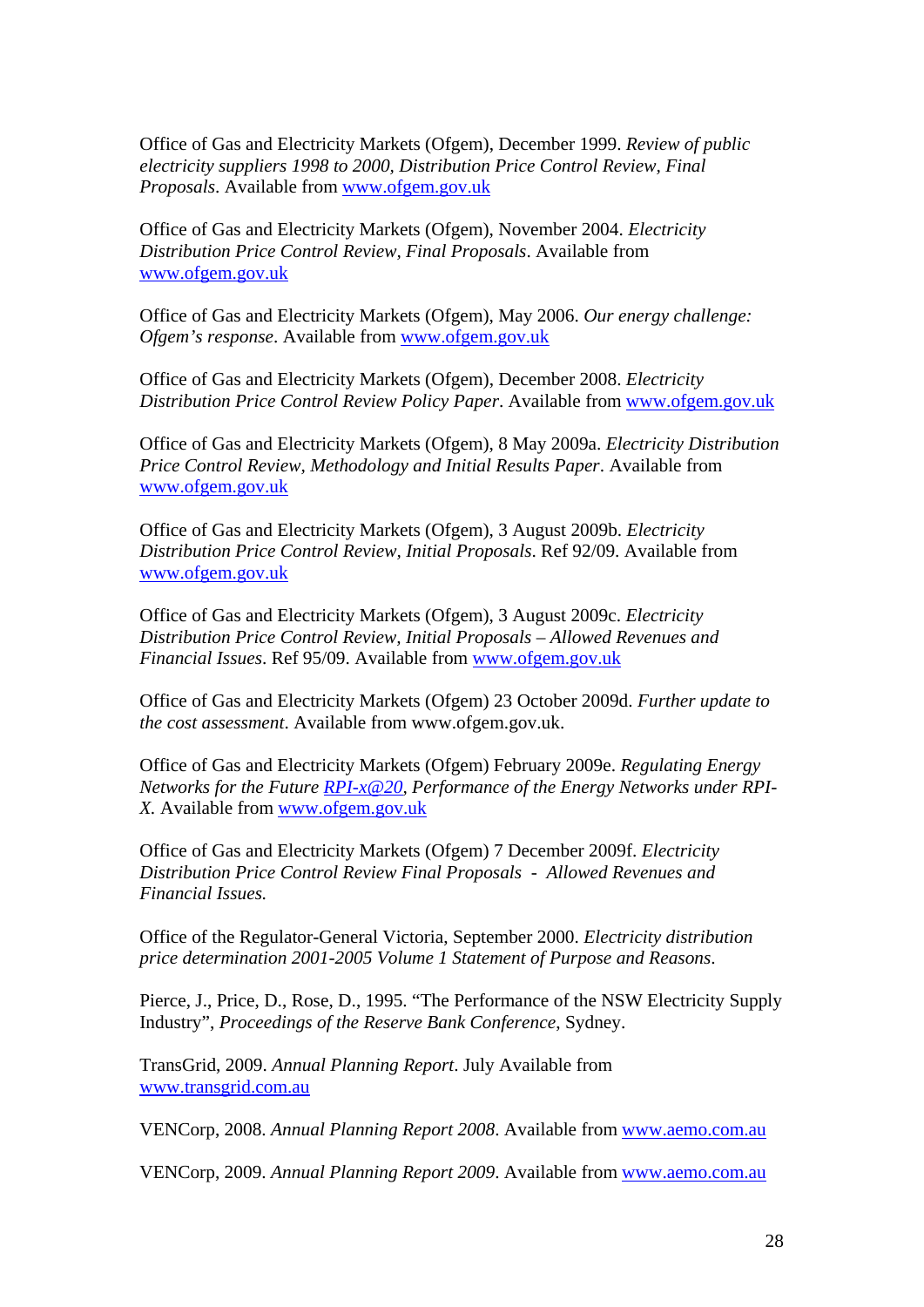Office of Gas and Electricity Markets (Ofgem), December 1999. *Review of public electricity suppliers 1998 to 2000, Distribution Price Control Review, Final Proposals*. Available from www.ofgem.gov.uk

Office of Gas and Electricity Markets (Ofgem), November 2004. *Electricity Distribution Price Control Review, Final Proposals*. Available from www.ofgem.gov.uk

Office of Gas and Electricity Markets (Ofgem), May 2006. *Our energy challenge: Ofgem's response*. Available from www.ofgem.gov.uk

Office of Gas and Electricity Markets (Ofgem), December 2008. *Electricity Distribution Price Control Review Policy Paper*. Available from www.ofgem.gov.uk

Office of Gas and Electricity Markets (Ofgem), 8 May 2009a. *Electricity Distribution Price Control Review, Methodology and Initial Results Paper*. Available from www.ofgem.gov.uk

Office of Gas and Electricity Markets (Ofgem), 3 August 2009b. *Electricity Distribution Price Control Review, Initial Proposals*. Ref 92/09. Available from www.ofgem.gov.uk

Office of Gas and Electricity Markets (Ofgem), 3 August 2009c. *Electricity Distribution Price Control Review, Initial Proposals – Allowed Revenues and Financial Issues*. Ref 95/09. Available from www.ofgem.gov.uk

Office of Gas and Electricity Markets (Ofgem) 23 October 2009d. *Further update to the cost assessment*. Available from www.ofgem.gov.uk.

Office of Gas and Electricity Markets (Ofgem) February 2009e. *Regulating Energy Networks for the Future RPI-x@20, Performance of the Energy Networks under RPI-X*. Available from www.ofgem.gov.uk

Office of Gas and Electricity Markets (Ofgem) 7 December 2009f. *Electricity Distribution Price Control Review Final Proposals - Allowed Revenues and Financial Issues.*

Office of the Regulator-General Victoria, September 2000. *Electricity distribution price determination 2001-2005 Volume 1 Statement of Purpose and Reasons*.

Pierce, J., Price, D., Rose, D., 1995. "The Performance of the NSW Electricity Supply Industry", *Proceedings of the Reserve Bank Conference*, Sydney.

TransGrid, 2009. *Annual Planning Report*. July Available from www.transgrid.com.au

VENCorp, 2008. *Annual Planning Report 2008*. Available from www.aemo.com.au

VENCorp, 2009. *Annual Planning Report 2009*. Available from www.aemo.com.au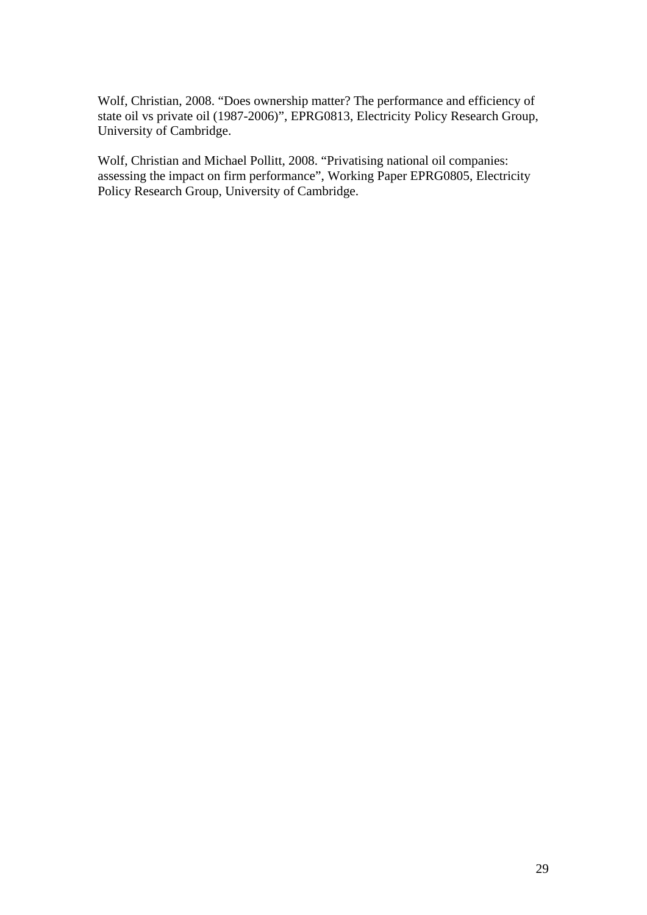Wolf, Christian, 2008. "Does ownership matter? The performance and efficiency of state oil vs private oil (1987-2006)", EPRG0813, Electricity Policy Research Group, University of Cambridge.

Wolf, Christian and Michael Pollitt, 2008. "Privatising national oil companies: assessing the impact on firm performance", Working Paper EPRG0805, Electricity Policy Research Group, University of Cambridge.